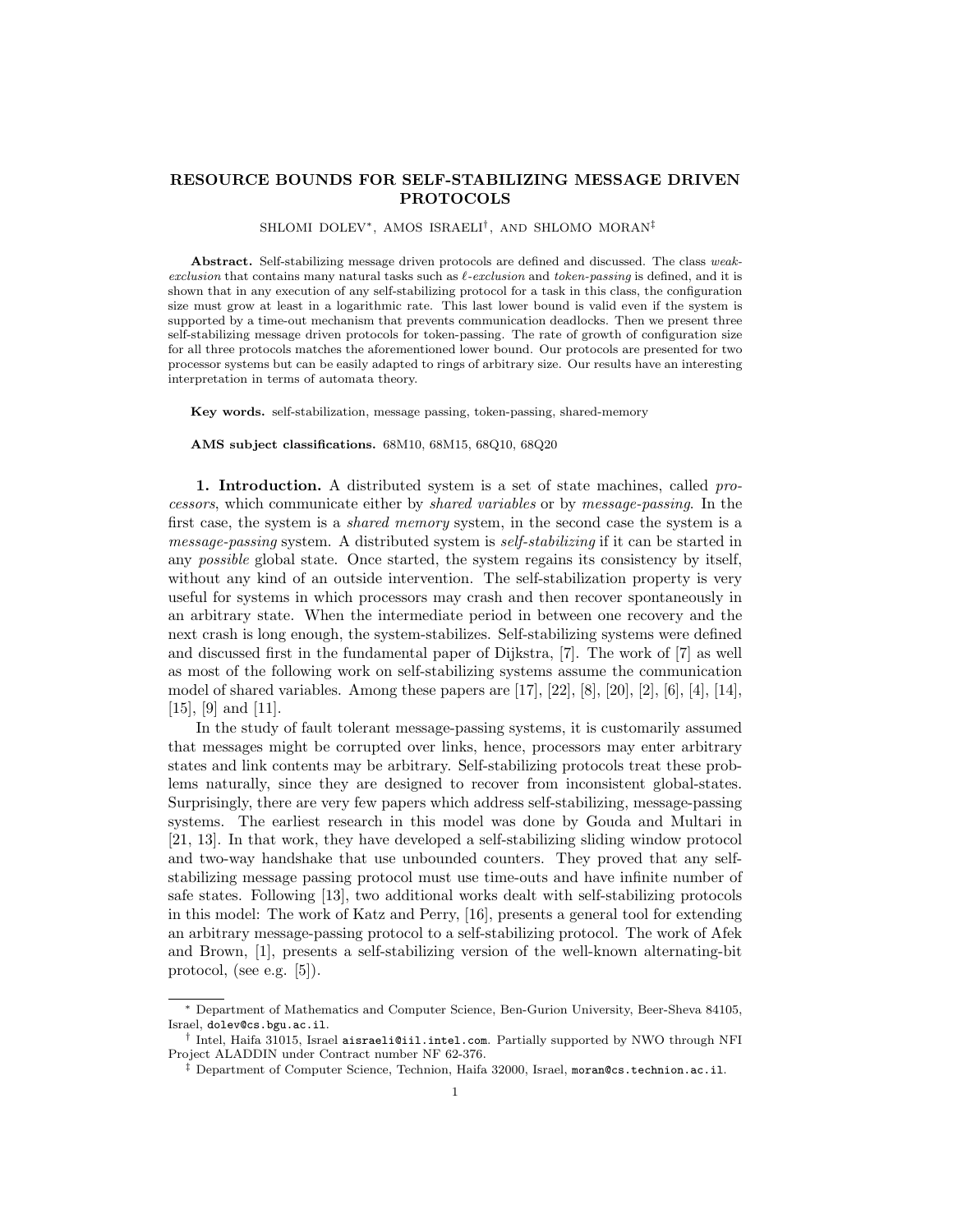# RESOURCE BOUNDS FOR SELF-STABILIZING MESSAGE DRIVEN PROTOCOLS

SHLOMI DOLEV[*], AMOS ISRAELI[†], AND SHLOMO MORAN[‡]

**Abstract.** Self-stabilizing message driven protocols are defined and discussed. The class *weak-exclusion* that contains many natural tasks such as *ℓ-exclusion* and *token-passing* is defined, and it is shown that in any execution of any self-stabilizing protocol for a task in this class, the configuration size must grow at least in a logarithmic rate. This last lower bound is valid even if the system is supported by a time-out mechanism that prevents communication deadlocks. Then we present three self-stabilizing message driven protocols for token-passing. The rate of growth of configuration size for all three protocols matches the aforementioned lower bound. Our protocols are presented for two processor systems but can be easily adapted to rings of arbitrary size. Our results have an interesting interpretation in terms of automata theory.

**Key words.** self-stabilization, message passing, token-passing, shared-memory

**AMS subject classifications.** 68M10, 68M15, 68Q10, 68Q20

## 1. Introduction.

A distributed system is a set of state machines, called *processors*, which communicate either by *shared variables* or by *message-passing*. In the first case, the system is a *shared memory* system, in the second case the system is a *message-passing* system. A distributed system is *self-stabilizing* if it can be started in any *possible* global state. Once started, the system regains its consistency by itself, without any kind of an outside intervention. The self-stabilization property is very useful for systems in which processors may crash and then recover spontaneously in an arbitrary state. When the intermediate period in between one recovery and the next crash is long enough, the system-stabilizes. Self-stabilizing systems were defined and discussed first in the fundamental paper of Dijkstra, [7]. The work of [7] as well as most of the following work on self-stabilizing systems assume the communication model of shared variables. Among these papers are [17], [22], [8], [20], [2], [6], [4], [14], [15], [9] and [11].

In the study of fault tolerant message-passing systems, it is customarily assumed that messages might be corrupted over links, hence, processors may enter arbitrary states and link contents may be arbitrary. Self-stabilizing protocols treat these problems naturally, since they are designed to recover from inconsistent global-states. Surprisingly, there are very few papers which address self-stabilizing, message-passing systems. The earliest research in this model was done by Gouda and Multari in [21, 13]. In that work, they have developed a self-stabilizing sliding window protocol and two-way handshake that use unbounded counters. They proved that any self-stabilizing message passing protocol must use time-outs and have infinite number of safe states. Following [13], two additional works dealt with self-stabilizing protocols in this model: The work of Katz and Perry, [16], presents a general tool for extending an arbitrary message-passing protocol to a self-stabilizing protocol. The work of Afek and Brown, [1], presents a self-stabilizing version of the well-known alternating-bit protocol, (see e.g. [5]).

---

[*] Department of Mathematics and Computer Science, Ben-Gurion University, Beer-Sheva 84105, Israel, dolev@cs.bgu.ac.il.

[†] Intel, Haifa 31015, Israel aisraeli@iil.intel.com. Partially supported by NWO through NFI Project ALADDIN under Contract number NF 62-376.

[‡] Department of Computer Science, Technion, Haifa 32000, Israel, moran@cs.technion.ac.il.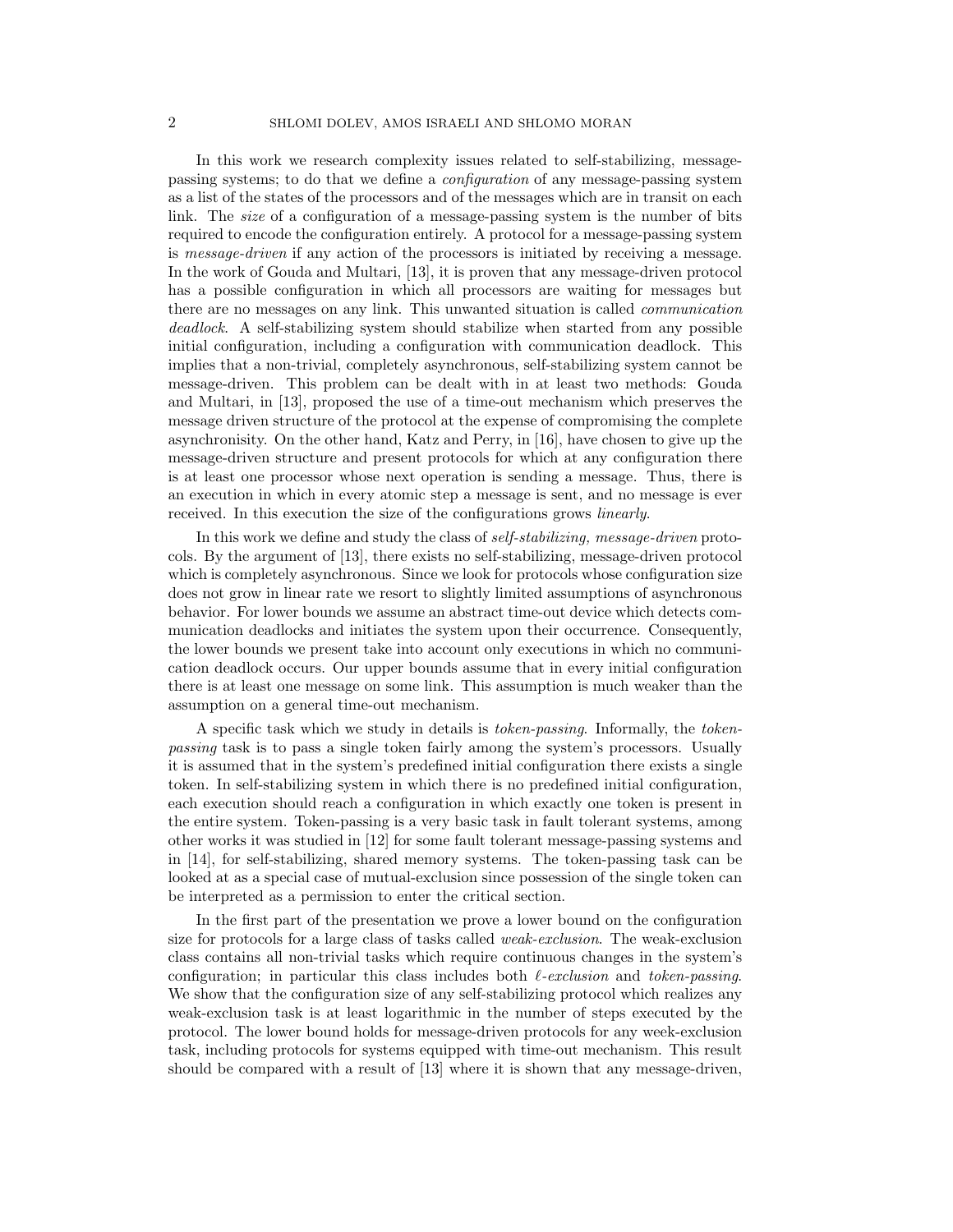In this work we research complexity issues related to self-stabilizing, message-passing systems; to do that we define a *configuration* of any message-passing system as a list of the states of the processors and of the messages which are in transit on each link. The *size* of a configuration of a message-passing system is the number of bits required to encode the configuration entirely. A protocol for a message-passing system is *message-driven* if any action of the processors is initiated by receiving a message. In the work of Gouda and Multari, [13], it is proven that any message-driven protocol has a possible configuration in which all processors are waiting for messages but there are no messages on any link. This unwanted situation is called *communication deadlock*. A self-stabilizing system should stabilize when started from any possible initial configuration, including a configuration with communication deadlock. This implies that a non-trivial, completely asynchronous, self-stabilizing system cannot be message-driven. This problem can be dealt with in at least two methods: Gouda and Multari, in [13], proposed the use of a time-out mechanism which preserves the message driven structure of the protocol at the expense of compromising the complete asynchronisity. On the other hand, Katz and Perry, in [16], have chosen to give up the message-driven structure and present protocols for which at any configuration there is at least one processor whose next operation is sending a message. Thus, there is an execution in which in every atomic step a message is sent, and no message is ever received. In this execution the size of the configurations grows *linearly*.

In this work we define and study the class of *self-stabilizing, message-driven* protocols. By the argument of [13], there exists no self-stabilizing, message-driven protocol which is completely asynchronous. Since we look for protocols whose configuration size does not grow in linear rate we resort to slightly limited assumptions of asynchronous behavior. For lower bounds we assume an abstract time-out device which detects communication deadlocks and initiates the system upon their occurrence. Consequently, the lower bounds we present take into account only executions in which no communication deadlock occurs. Our upper bounds assume that in every initial configuration there is at least one message on some link. This assumption is much weaker than the assumption on a general time-out mechanism.

A specific task which we study in details is *token-passing*. Informally, the *token-passing* task is to pass a single token fairly among the system's processors. Usually it is assumed that in the system's predefined initial configuration there exists a single token. In self-stabilizing system in which there is no predefined initial configuration, each execution should reach a configuration in which exactly one token is present in the entire system. Token-passing is a very basic task in fault tolerant systems, among other works it was studied in [12] for some fault tolerant message-passing systems and in [14], for self-stabilizing, shared memory systems. The token-passing task can be looked at as a special case of mutual-exclusion since possession of the single token can be interpreted as a permission to enter the critical section.

In the first part of the presentation we prove a lower bound on the configuration size for protocols for a large class of tasks called *weak-exclusion*. The weak-exclusion class contains all non-trivial tasks which require continuous changes in the system's configuration; in particular this class includes both *$\ell$-exclusion* and *token-passing*. We show that the configuration size of any self-stabilizing protocol which realizes any weak-exclusion task is at least logarithmic in the number of steps executed by the protocol. The lower bound holds for message-driven protocols for any week-exclusion task, including protocols for systems equipped with time-out mechanism. This result should be compared with a result of [13] where it is shown that any message-driven,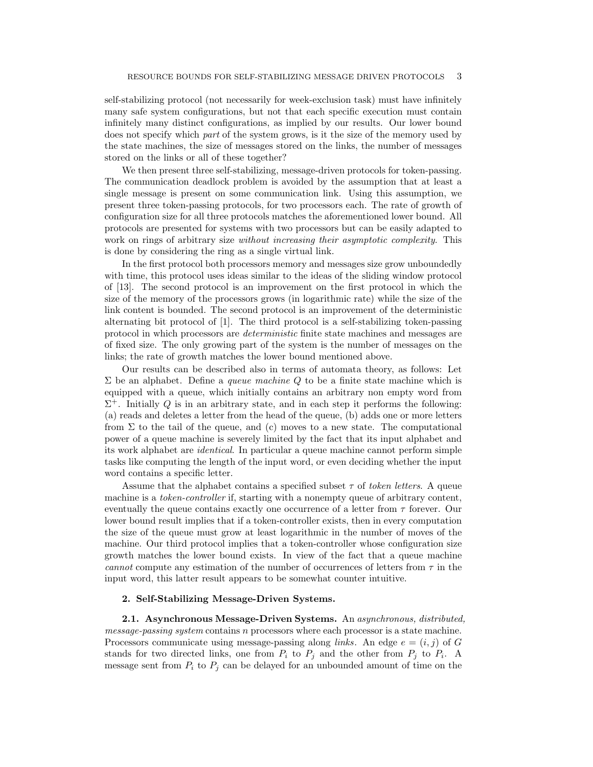self-stabilizing protocol (not necessarily for week-exclusion task) must have infinitely many safe system configurations, but not that each specific execution must contain infinitely many distinct configurations, as implied by our results. Our lower bound does not specify which *part* of the system grows, is it the size of the memory used by the state machines, the size of messages stored on the links, the number of messages stored on the links or all of these together?

We then present three self-stabilizing, message-driven protocols for token-passing. The communication deadlock problem is avoided by the assumption that at least a single message is present on some communication link. Using this assumption, we present three token-passing protocols, for two processors each. The rate of growth of configuration size for all three protocols matches the aforementioned lower bound. All protocols are presented for systems with two processors but can be easily adapted to work on rings of arbitrary size *without increasing their asymptotic complexity*. This is done by considering the ring as a single virtual link.

In the first protocol both processors memory and messages size grow unboundedly with time, this protocol uses ideas similar to the ideas of the sliding window protocol of [13]. The second protocol is an improvement on the first protocol in which the size of the memory of the processors grows (in logarithmic rate) while the size of the link content is bounded. The second protocol is an improvement of the deterministic alternating bit protocol of [1]. The third protocol is a self-stabilizing token-passing protocol in which processors are *deterministic* finite state machines and messages are of fixed size. The only growing part of the system is the number of messages on the links; the rate of growth matches the lower bound mentioned above.

Our results can be described also in terms of automata theory, as follows: Let $\Sigma$ be an alphabet. Define a *queue machine* $Q$ to be a finite state machine which is equipped with a queue, which initially contains an arbitrary non empty word from $\Sigma^+$. Initially $Q$ is in an arbitrary state, and in each step it performs the following: (a) reads and deletes a letter from the head of the queue, (b) adds one or more letters from $\Sigma$ to the tail of the queue, and (c) moves to a new state. The computational power of a queue machine is severely limited by the fact that its input alphabet and its work alphabet are *identical*. In particular a queue machine cannot perform simple tasks like computing the length of the input word, or even deciding whether the input word contains a specific letter.

Assume that the alphabet contains a specified subset $\tau$ of *token letters*. A queue machine is a *token-controller* if, starting with a nonempty queue of arbitrary content, eventually the queue contains exactly one occurrence of a letter from $\tau$ forever. Our lower bound result implies that if a token-controller exists, then in every computation the size of the queue must grow at least logarithmic in the number of moves of the machine. Our third protocol implies that a token-controller whose configuration size growth matches the lower bound exists. In view of the fact that a queue machine *cannot* compute any estimation of the number of occurrences of letters from $\tau$ in the input word, this latter result appears to be somewhat counter intuitive.

## 2. Self-Stabilizing Message-Driven Systems.

**2.1. Asynchronous Message-Driven Systems.** An *asynchronous, distributed, message-passing system* contains $n$ processors where each processor is a state machine. Processors communicate using message-passing along *links*. An edge $e = (i, j)$ of $G$ stands for two directed links, one from $P_i$ to $P_j$ and the other from $P_j$ to $P_i$. A message sent from $P_i$ to $P_j$ can be delayed for an unbounded amount of time on the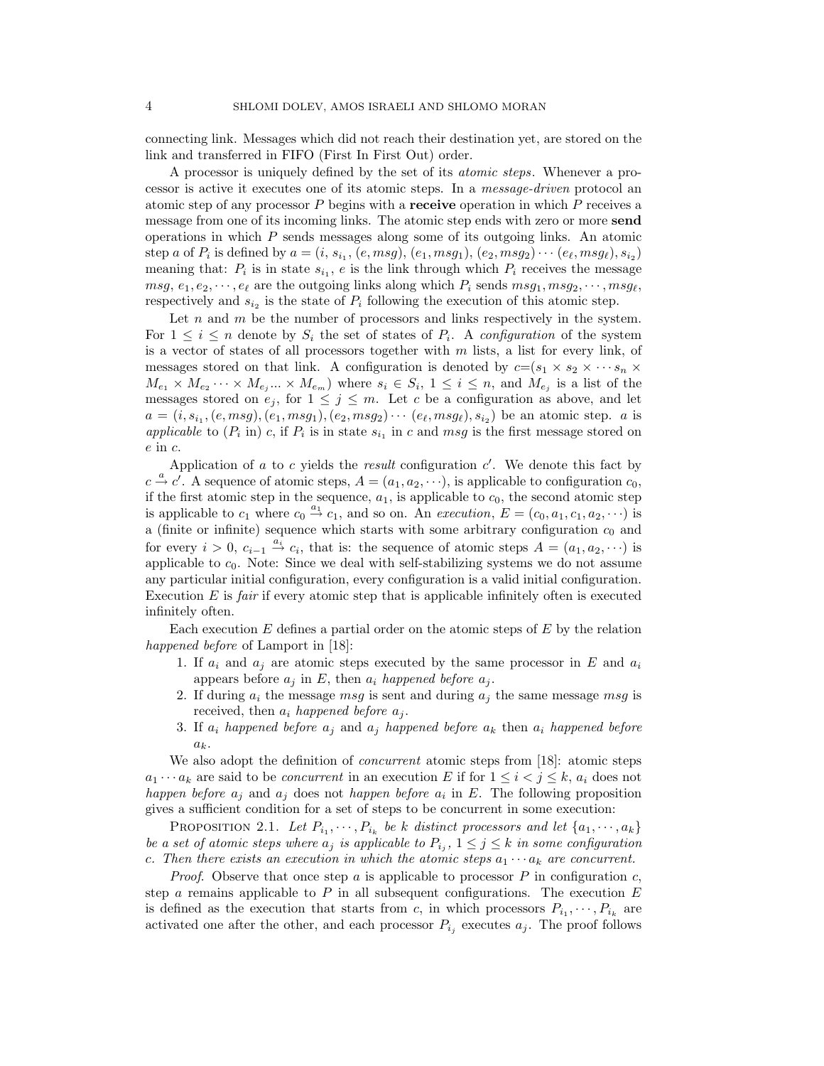connecting link. Messages which did not reach their destination yet, are stored on the link and transferred in FIFO (First In First Out) order.

A processor is uniquely defined by the set of its *atomic steps*. Whenever a processor is active it executes one of its atomic steps. In a *message-driven* protocol an atomic step of any processor $P$ begins with a **receive** operation in which $P$ receives a message from one of its incoming links. The atomic step ends with zero or more **send** operations in which $P$ sends messages along some of its outgoing links. An atomic step $a$ of $P_i$ is defined by $a = (i, s_{i_1}, (e, msg), (e_1, msg_1), (e_2, msg_2) \cdots (e_\ell, msg_\ell), s_{i_2})$ meaning that: $P_i$ is in state $s_{i_1}$, $e$ is the link through which $P_i$ receives the message $msg$, $e_1, e_2, \cdots, e_\ell$ are the outgoing links along which $P_i$ sends $msg_1, msg_2, \cdots, msg_\ell$, respectively and $s_{i_2}$ is the state of $P_i$ following the execution of this atomic step.

Let $n$ and $m$ be the number of processors and links respectively in the system. For $1 \leq i \leq n$ denote by $S_i$ the set of states of $P_i$. A *configuration* of the system is a vector of states of all processors together with $m$ lists, a list for every link, of messages stored on that link. A configuration is denoted by $c$=$(s_1 \times s_2 \times \cdots s_n \times M_{e_1} \times M_{e_2} \cdots \times M_{e_j} ... \times M_{e_m})$ where $s_i \in S_i$, $1 \leq i \leq n$, and $M_{e_j}$ is a list of the messages stored on $e_j$, for $1 \leq j \leq m$. Let $c$ be a configuration as above, and let $a = (i, s_{i_1}, (e, msg), (e_1, msg_1), (e_2, msg_2) \cdots (e_\ell, msg_\ell), s_{i_2})$ be an atomic step. $a$ is *applicable* to ($P_i$ in) $c$, if $P_i$ is in state $s_{i_1}$ in $c$ and $msg$ is the first message stored on $e$ in $c$.

Application of $a$ to $c$ yields the *result* configuration $c'$. We denote this fact by $c \xrightarrow{a} c'$. A sequence of atomic steps, $A = (a_1, a_2, \cdots)$, is applicable to configuration $c_0$, if the first atomic step in the sequence, $a_1$, is applicable to $c_0$, the second atomic step is applicable to $c_1$ where $c_0 \xrightarrow{a_1} c_1$, and so on. An *execution*, $E = (c_0, a_1, c_1, a_2, \cdots)$ is a (finite or infinite) sequence which starts with some arbitrary configuration $c_0$ and for every $i > 0$, $c_{i-1} \xrightarrow{a_i} c_i$, that is: the sequence of atomic steps $A = (a_1, a_2, \cdots)$ is applicable to $c_0$. Note: Since we deal with self-stabilizing systems we do not assume any particular initial configuration, every configuration is a valid initial configuration. Execution $E$ is *fair* if every atomic step that is applicable infinitely often is executed infinitely often.

Each execution $E$ defines a partial order on the atomic steps of $E$ by the relation *happened before* of Lamport in [18]:

1. If $a_i$ and $a_j$ are atomic steps executed by the same processor in $E$ and $a_i$ appears before $a_j$ in $E$, then $a_i$ *happened before* $a_j$.
2. If during $a_i$ the message $msg$ is sent and during $a_j$ the same message $msg$ is received, then $a_i$ *happened before* $a_j$.
3. If $a_i$ *happened before* $a_j$ and $a_j$ *happened before* $a_k$ then $a_i$ *happened before* $a_k$.

We also adopt the definition of *concurrent* atomic steps from [18]: atomic steps $a_1 \cdots a_k$ are said to be *concurrent* in an execution $E$ if for $1 \leq i < j \leq k$, $a_i$ does not *happen before* $a_j$ and $a_j$ does not *happen before* $a_i$ in $E$. The following proposition gives a sufficient condition for a set of steps to be concurrent in some execution:

PROPOSITION 2.1. *Let $P_{i_1}, \cdots, P_{i_k}$ be $k$ distinct processors and let $\{a_1, \cdots, a_k\}$ be a set of atomic steps where $a_j$ is applicable to $P_{i_j}$, $1 \leq j \leq k$ in some configuration $c$. Then there exists an execution in which the atomic steps $a_1 \cdots a_k$ are concurrent.*

*Proof*. Observe that once step $a$ is applicable to processor $P$ in configuration $c$, step $a$ remains applicable to $P$ in all subsequent configurations. The execution $E$ is defined as the execution that starts from $c$, in which processors $P_{i_1}, \cdots, P_{i_k}$ are activated one after the other, and each processor $P_{i_j}$ executes $a_j$. The proof follows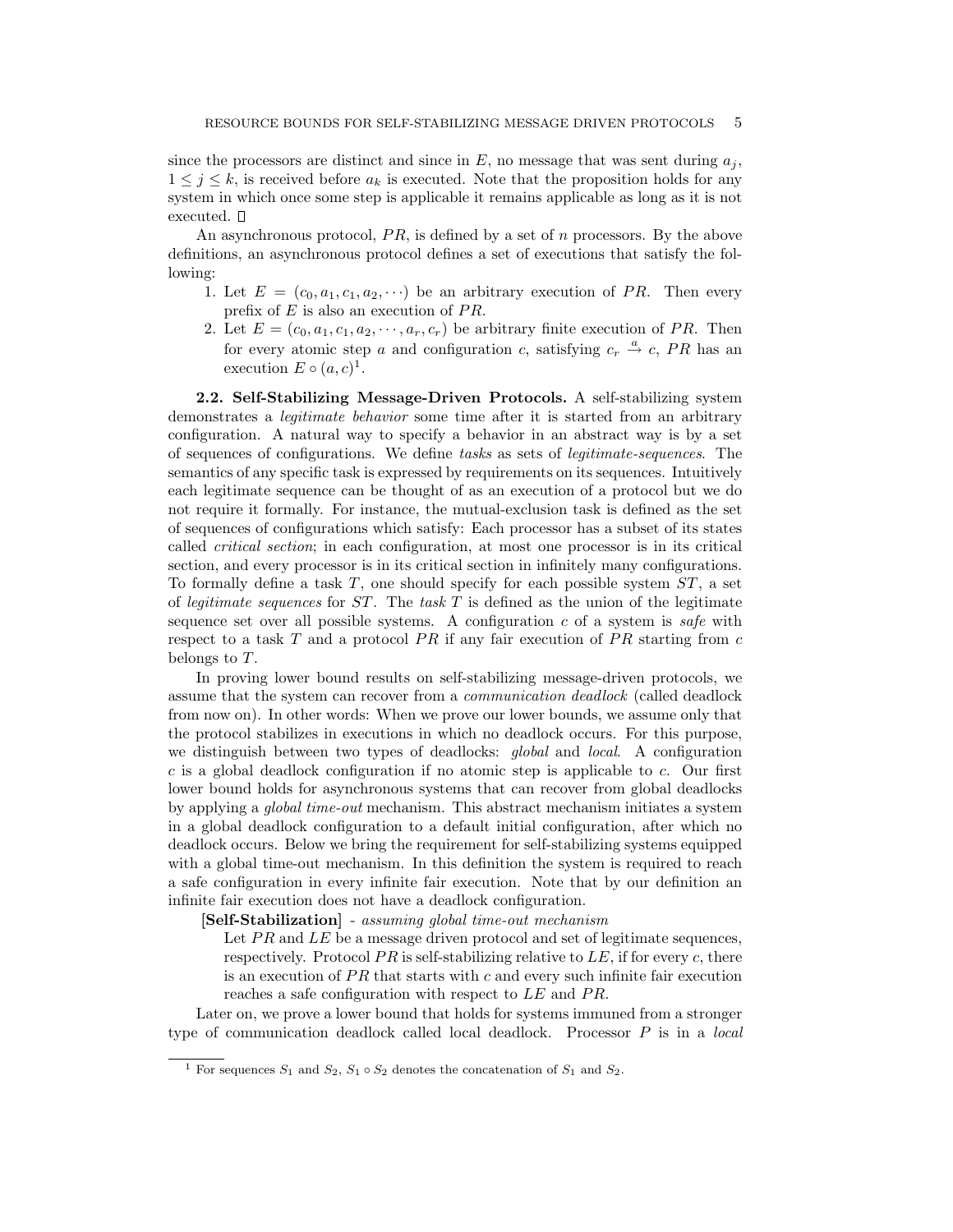since the processors are distinct and since in $E$, no message that was sent during $a_j$, $1 \leq j \leq k$, is received before $a_k$ is executed. Note that the proposition holds for any system in which once some step is applicable it remains applicable as long as it is not executed. □

An asynchronous protocol, $PR$, is defined by a set of $n$ processors. By the above definitions, an asynchronous protocol defines a set of executions that satisfy the following:

1. Let $E = (c_0, a_1, c_1, a_2, \cdots)$ be an arbitrary execution of $PR$. Then every prefix of $E$ is also an execution of $PR$.
2. Let $E = (c_0, a_1, c_1, a_2, \cdots, a_r, c_r)$ be arbitrary finite execution of $PR$. Then for every atomic step $a$ and configuration $c$, satisfying $c_r \xrightarrow{a} c$, $PR$ has an execution $E \circ (a, c)$[1].

**2.2. Self-Stabilizing Message-Driven Protocols.** A self-stabilizing system demonstrates a *legitimate behavior* some time after it is started from an arbitrary configuration. A natural way to specify a behavior in an abstract way is by a set of sequences of configurations. We define *tasks* as sets of *legitimate-sequences*. The semantics of any specific task is expressed by requirements on its sequences. Intuitively each legitimate sequence can be thought of as an execution of a protocol but we do not require it formally. For instance, the mutual-exclusion task is defined as the set of sequences of configurations which satisfy: Each processor has a subset of its states called *critical section*; in each configuration, at most one processor is in its critical section, and every processor is in its critical section in infinitely many configurations. To formally define a task $T$, one should specify for each possible system $ST$, a set of *legitimate sequences* for $ST$. The *task* $T$ is defined as the union of the legitimate sequence set over all possible systems. A configuration $c$ of a system is *safe* with respect to a task $T$ and a protocol $PR$ if any fair execution of $PR$ starting from $c$ belongs to $T$.

In proving lower bound results on self-stabilizing message-driven protocols, we assume that the system can recover from a *communication deadlock* (called deadlock from now on). In other words: When we prove our lower bounds, we assume only that the protocol stabilizes in executions in which no deadlock occurs. For this purpose, we distinguish between two types of deadlocks: *global* and *local*. A configuration $c$ is a global deadlock configuration if no atomic step is applicable to $c$. Our first lower bound holds for asynchronous systems that can recover from global deadlocks by applying a *global time-out* mechanism. This abstract mechanism initiates a system in a global deadlock configuration to a default initial configuration, after which no deadlock occurs. Below we bring the requirement for self-stabilizing systems equipped with a global time-out mechanism. In this definition the system is required to reach a safe configuration in every infinite fair execution. Note that by our definition an infinite fair execution does not have a deadlock configuration.

**[Self-Stabilization]** - *assuming global time-out mechanism*

Let $PR$ and $LE$ be a message driven protocol and set of legitimate sequences, respectively. Protocol $PR$ is self-stabilizing relative to $LE$, if for every $c$, there is an execution of $PR$ that starts with $c$ and every such infinite fair execution reaches a safe configuration with respect to $LE$ and $PR$.

Later on, we prove a lower bound that holds for systems immuned from a stronger type of communication deadlock called local deadlock. Processor $P$ is in a *local*

[1] For sequences $S_1$ and $S_2$, $S_1 \circ S_2$ denotes the concatenation of $S_1$ and $S_2$.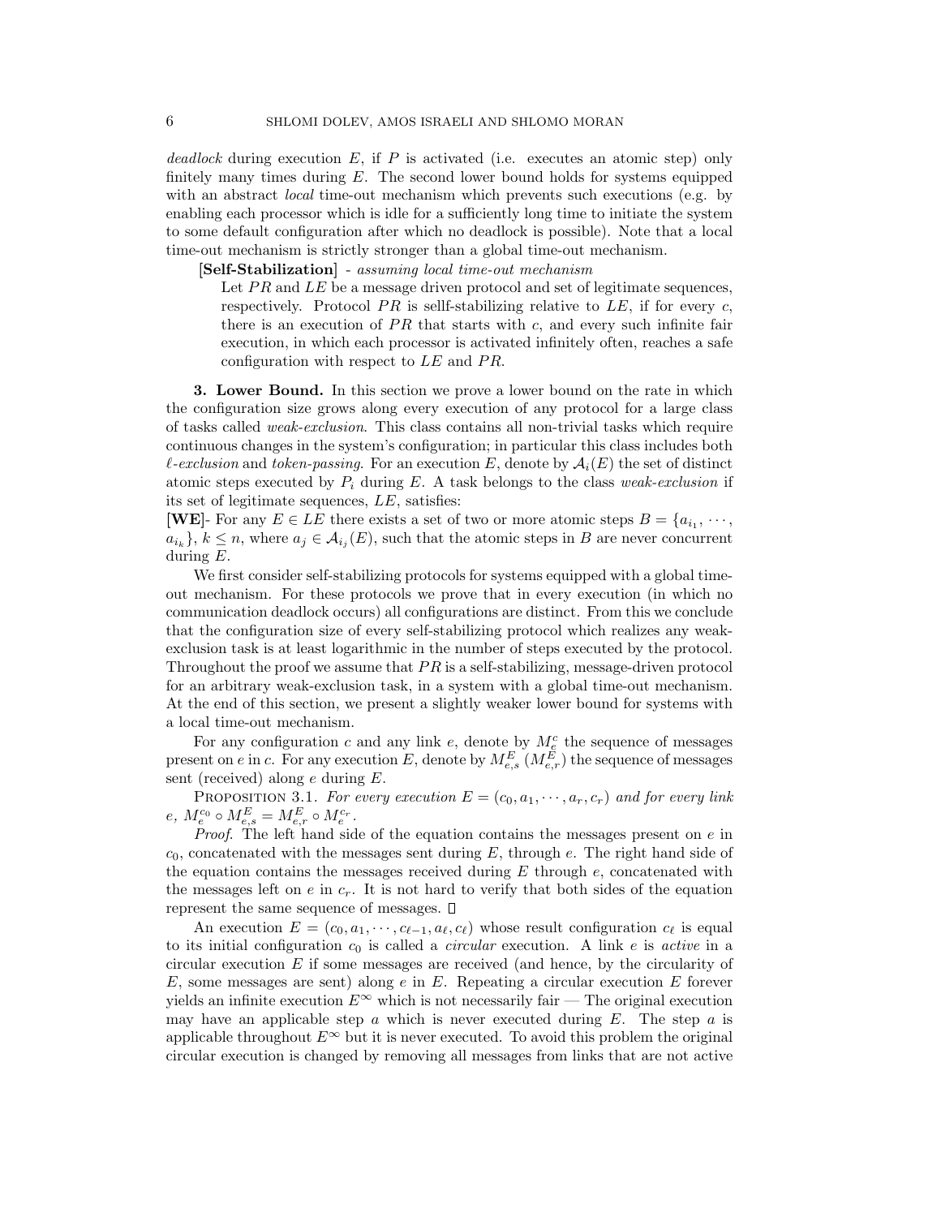*deadlock* during execution $E$, if $P$ is activated (i.e. executes an atomic step) only finitely many times during $E$. The second lower bound holds for systems equipped with an abstract *local* time-out mechanism which prevents such executions (e.g. by enabling each processor which is idle for a sufficiently long time to initiate the system to some default configuration after which no deadlock is possible). Note that a local time-out mechanism is strictly stronger than a global time-out mechanism.

**[Self-Stabilization]** - *assuming local time-out mechanism*

Let $PR$ and $LE$ be a message driven protocol and set of legitimate sequences, respectively. Protocol $PR$ is sellf-stabilizing relative to $LE$, if for every $c$, there is an execution of $PR$ that starts with $c$, and every such infinite fair execution, in which each processor is activated infinitely often, reaches a safe configuration with respect to $LE$ and $PR$.

**3. Lower Bound.** In this section we prove a lower bound on the rate in which the configuration size grows along every execution of any protocol for a large class of tasks called *weak-exclusion*. This class contains all non-trivial tasks which require continuous changes in the system's configuration; in particular this class includes both $\ell$-*exclusion* and *token-passing*. For an execution $E$, denote by $\mathcal{A}_i(E)$ the set of distinct atomic steps executed by $P_i$ during $E$. A task belongs to the class *weak-exclusion* if its set of legitimate sequences, $LE$, satisfies:

**[WE]**- For any $E \in LE$ there exists a set of two or more atomic steps $B = \{a_{i_1}, \cdots, a_{i_k}\}$, $k \leq n$, where $a_j \in \mathcal{A}_{i_j}(E)$, such that the atomic steps in $B$ are never concurrent during $E$.

We first consider self-stabilizing protocols for systems equipped with a global time-out mechanism. For these protocols we prove that in every execution (in which no communication deadlock occurs) all configurations are distinct. From this we conclude that the configuration size of every self-stabilizing protocol which realizes any weak-exclusion task is at least logarithmic in the number of steps executed by the protocol. Throughout the proof we assume that $PR$ is a self-stabilizing, message-driven protocol for an arbitrary weak-exclusion task, in a system with a global time-out mechanism. At the end of this section, we present a slightly weaker lower bound for systems with a local time-out mechanism.

For any configuration $c$ and any link $e$, denote by $M_e^c$ the sequence of messages present on $e$ in $c$. For any execution $E$, denote by $M_{e,s}^E$ ($M_{e,r}^E$) the sequence of messages sent (received) along $e$ during $E$.

PROPOSITION 3.1. *For every execution $E = (c_0, a_1, \cdots, a_r, c_r)$ and for every link $e$, $M_e^{c_0} \circ M_{e,s}^E = M_{e,r}^E \circ M_e^{c_r}$.*

*Proof.* The left hand side of the equation contains the messages present on $e$ in $c_0$, concatenated with the messages sent during $E$, through $e$. The right hand side of the equation contains the messages received during $E$ through $e$, concatenated with the messages left on $e$ in $c_r$. It is not hard to verify that both sides of the equation represent the same sequence of messages. □

An execution $E = (c_0, a_1, \cdots, c_{\ell-1}, a_\ell, c_\ell)$ whose result configuration $c_\ell$ is equal to its initial configuration $c_0$ is called a *circular* execution. A link $e$ is *active* in a circular execution $E$ if some messages are received (and hence, by the circularity of $E$, some messages are sent) along $e$ in $E$. Repeating a circular execution $E$ forever yields an infinite execution $E^\infty$ which is not necessarily fair — The original execution may have an applicable step $a$ which is never executed during $E$. The step $a$ is applicable throughout $E^\infty$ but it is never executed. To avoid this problem the original circular execution is changed by removing all messages from links that are not active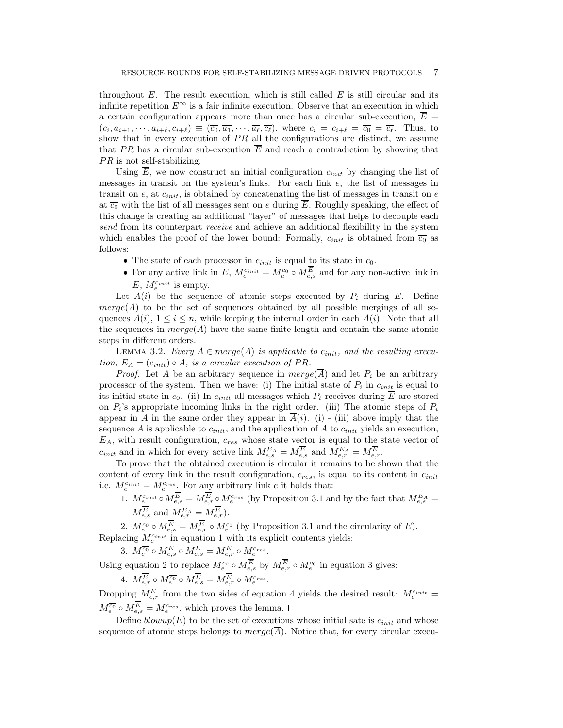throughout $E$. The result execution, which is still called $E$ is still circular and its infinite repetition $E^\infty$ is a fair infinite execution. Observe that an execution in which a certain configuration appears more than once has a circular sub-execution, $\overline{E} = (c_i, a_{i+1}, \cdots, a_{i+\ell}, c_{i+\ell}) \equiv (\overline{c_0}, \overline{a_1}, \cdots, \overline{a_\ell}, \overline{c_\ell})$, where $c_i = c_{i+\ell} = \overline{c_0} = \overline{c_\ell}$. Thus, to show that in every execution of $PR$ all the configurations are distinct, we assume that $PR$ has a circular sub-execution $\overline{E}$ and reach a contradiction by showing that $PR$ is not self-stabilizing.

Using $\overline{E}$, we now construct an initial configuration $c_{init}$ by changing the list of messages in transit on the system's links. For each link $e$, the list of messages in transit on $e$, at $c_{init}$, is obtained by concatenating the list of messages in transit on $e$ at $\overline{c_0}$ with the list of all messages sent on $e$ during $\overline{E}$. Roughly speaking, the effect of this change is creating an additional "layer" of messages that helps to decouple each *send* from its counterpart *receive* and achieve an additional flexibility in the system which enables the proof of the lower bound: Formally, $c_{init}$ is obtained from $\overline{c_0}$ as follows:

- The state of each processor in $c_{init}$ is equal to its state in $\overline{c_0}$.
- For any active link in $\overline{E}$, $M_e^{c_{init}} = M_e^{\overline{c_0}} \circ M_{e,s}^{\overline{E}}$ and for any non-active link in $\overline{E}$, $M_e^{c_{init}}$ is empty.

Let $\overline{A}(i)$ be the sequence of atomic steps executed by $P_i$ during $\overline{E}$. Define $merge(\overline{A})$ to be the set of sequences obtained by all possible mergings of all sequences $\overline{A}(i)$, $1 \le i \le n$, while keeping the internal order in each $\overline{A}(i)$. Note that all the sequences in $merge(\overline{A})$ have the same finite length and contain the same atomic steps in different orders.

Lemma 3.2. *Every $A \in merge(\overline{A})$ is applicable to $c_{init}$, and the resulting execution, $E_A = (c_{init}) \circ A$, is a circular execution of $PR$.*

*Proof*. Let $A$ be an arbitrary sequence in $merge(\overline{A})$ and let $P_i$ be an arbitrary processor of the system. Then we have: (i) The initial state of $P_i$ in $c_{init}$ is equal to its initial state in $\overline{c_0}$. (ii) In $c_{init}$ all messages which $P_i$ receives during $\overline{E}$ are stored on $P_i$'s appropriate incoming links in the right order. (iii) The atomic steps of $P_i$ appear in $A$ in the same order they appear in $\overline{A}(i)$. (i) - (iii) above imply that the sequence $A$ is applicable to $c_{init}$, and the application of $A$ to $c_{init}$ yields an execution, $E_A$, with result configuration, $c_{res}$ whose state vector is equal to the state vector of $c_{init}$ and in which for every active link $M_{e,s}^{E_A} = M_{e,s}^{\overline{E}}$ and $M_{e,r}^{E_A} = M_{e,r}^{\overline{E}}$.

To prove that the obtained execution is circular it remains to be shown that the content of every link in the result configuration, $c_{res}$, is equal to its content in $c_{init}$ i.e. $M_e^{c_{init}} = M_e^{c_{res}}$. For any arbitrary link $e$ it holds that:

1. $M_e^{c_{init}} \circ M_{e,s}^{\overline{E}} = M_{e,r}^{\overline{E}} \circ M_e^{c_{res}}$ (by Proposition 3.1 and by the fact that $M_{e,s}^{E_A} = M_{e,s}^{\overline{E}}$ and $M_{e,r}^{E_A} = M_{e,r}^{\overline{E}}$).
2. $M_e^{\overline{c_0}} \circ M_{e,s}^{\overline{E}} = M_{e,r}^{\overline{E}} \circ M_e^{\overline{c_0}}$ (by Proposition 3.1 and the circularity of $\overline{E}$).

Replacing $M_e^{c_{init}}$ in equation 1 with its explicit contents yields:

3. $M_e^{\overline{c_0}} \circ M_{e,s}^{\overline{E}} \circ M_{e,s}^{\overline{E}} = M_{e,r}^{\overline{E}} \circ M_e^{c_{res}}$.

Using equation 2 to replace $M_e^{\overline{c_0}} \circ M_{e,s}^{\overline{E}}$ by $M_{e,r}^{\overline{E}} \circ M_e^{\overline{c_0}}$ in equation 3 gives:

4. $M_{e,r}^{\overline{E}} \circ M_e^{\overline{c_0}} \circ M_{e,s}^{\overline{E}} = M_{e,r}^{\overline{E}} \circ M_e^{c_{res}}$.

Dropping $M_{e,r}^{\overline{E}}$ from the two sides of equation 4 yields the desired result: $M_e^{c_{init}} = M_e^{\overline{c_0}} \circ M_{e,s}^{\overline{E}} = M_e^{c_{res}}$, which proves the lemma. $\square$

Define $blowup(\overline{E})$ to be the set of executions whose initial sate is $c_{init}$ and whose sequence of atomic steps belongs to $merge(\overline{A})$. Notice that, for every circular execu-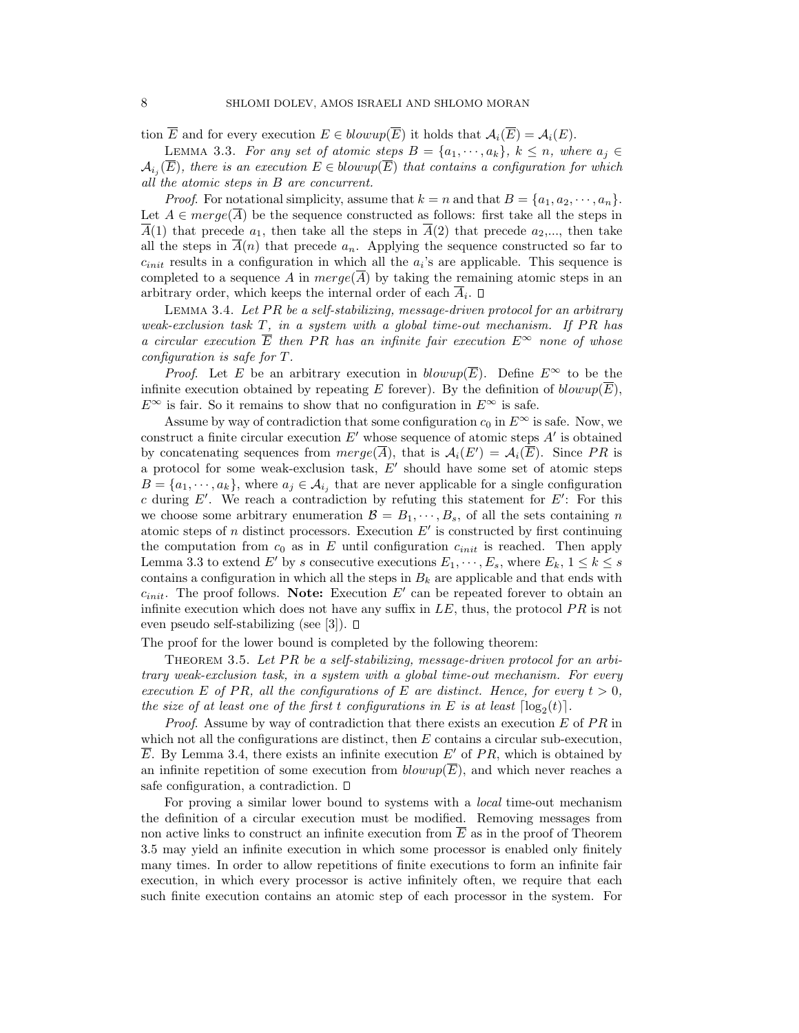tion $\overline{E}$ and for every execution $E \in blowup(\overline{E})$ it holds that $\mathcal{A}_i(\overline{E}) = \mathcal{A}_i(E)$.

LEMMA 3.3. *For any set of atomic steps $B = \{a_1, \cdots, a_k\}$, $k \leq n$, where $a_j \in \mathcal{A}_{i_j}(\overline{E})$, there is an execution $E \in blowup(\overline{E})$ that contains a configuration for which all the atomic steps in $B$ are concurrent.*

*Proof*. For notational simplicity, assume that $k = n$ and that $B = \{a_1, a_2, \cdots, a_n\}$. Let $A \in merge(\overline{A})$ be the sequence constructed as follows: first take all the steps in $\overline{A}(1)$ that precede $a_1$, then take all the steps in $\overline{A}(2)$ that precede $a_2$,..., then take all the steps in $\overline{A}(n)$ that precede $a_n$. Applying the sequence constructed so far to $c_{init}$ results in a configuration in which all the $a_i$'s are applicable. This sequence is completed to a sequence $A$ in $merge(\overline{A})$ by taking the remaining atomic steps in an arbitrary order, which keeps the internal order of each $\overline{A}_i$. □

LEMMA 3.4. *Let $PR$ be a self-stabilizing, message-driven protocol for an arbitrary weak-exclusion task $T$, in a system with a global time-out mechanism. If $PR$ has a circular execution $\overline{E}$ then $PR$ has an infinite fair execution $E^{\infty}$ none of whose configuration is safe for $T$.*

*Proof*. Let $E$ be an arbitrary execution in $blowup(\overline{E})$. Define $E^{\infty}$ to be the infinite execution obtained by repeating $E$ forever). By the definition of $blowup(\overline{E})$, $E^{\infty}$ is fair. So it remains to show that no configuration in $E^{\infty}$ is safe.

Assume by way of contradiction that some configuration $c_0$ in $E^{\infty}$ is safe. Now, we construct a finite circular execution $E'$ whose sequence of atomic steps $A'$ is obtained by concatenating sequences from $merge(\overline{A})$, that is $\mathcal{A}_i(E') = \mathcal{A}_i(\overline{E})$. Since $PR$ is a protocol for some weak-exclusion task, $E'$ should have some set of atomic steps $B = \{a_1, \cdots, a_k\}$, where $a_j \in \mathcal{A}_{i_j}$ that are never applicable for a single configuration $c$ during $E'$. We reach a contradiction by refuting this statement for $E'$: For this we choose some arbitrary enumeration $\mathcal{B} = B_1, \cdots, B_s$, of all the sets containing $n$ atomic steps of $n$ distinct processors. Execution $E'$ is constructed by first continuing the computation from $c_0$ as in $E$ until configuration $c_{init}$ is reached. Then apply Lemma 3.3 to extend $E'$ by $s$ consecutive executions $E_1, \cdots, E_s$, where $E_k$, $1 \leq k \leq s$ contains a configuration in which all the steps in $B_k$ are applicable and that ends with $c_{init}$. The proof follows. **Note:** Execution $E'$ can be repeated forever to obtain an infinite execution which does not have any suffix in $LE$, thus, the protocol $PR$ is not even pseudo self-stabilizing (see [3]). □

The proof for the lower bound is completed by the following theorem:

THEOREM 3.5. *Let $PR$ be a self-stabilizing, message-driven protocol for an arbitrary weak-exclusion task, in a system with a global time-out mechanism. For every execution $E$ of $PR$, all the configurations of $E$ are distinct. Hence, for every $t > 0$, the size of at least one of the first $t$ configurations in $E$ is at least $\lceil \log_2(t) \rceil$.*

*Proof*. Assume by way of contradiction that there exists an execution $E$ of $PR$ in which not all the configurations are distinct, then $E$ contains a circular sub-execution, $\overline{E}$. By Lemma 3.4, there exists an infinite execution $E'$ of $PR$, which is obtained by an infinite repetition of some execution from $blowup(\overline{E})$, and which never reaches a safe configuration, a contradiction. □

For proving a similar lower bound to systems with a *local* time-out mechanism the definition of a circular execution must be modified. Removing messages from non active links to construct an infinite execution from $\overline{E}$ as in the proof of Theorem 3.5 may yield an infinite execution in which some processor is enabled only finitely many times. In order to allow repetitions of finite executions to form an infinite fair execution, in which every processor is active infinitely often, we require that each such finite execution contains an atomic step of each processor in the system. For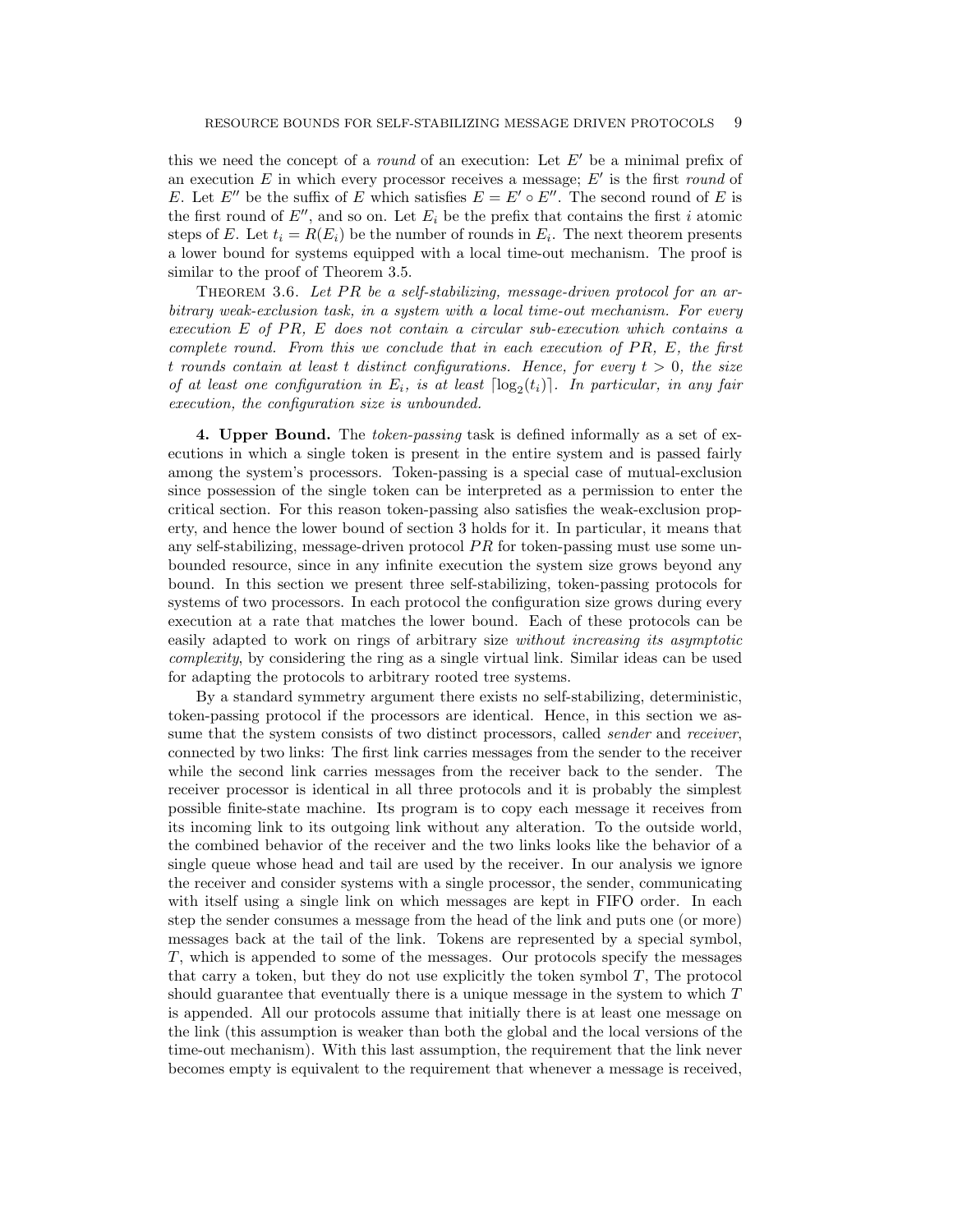this we need the concept of a *round* of an execution: Let $E'$ be a minimal prefix of an execution $E$ in which every processor receives a message; $E'$ is the first *round* of $E$. Let $E''$ be the suffix of $E$ which satisfies $E = E' \circ E''$. The second round of $E$ is the first round of $E''$, and so on. Let $E_i$ be the prefix that contains the first $i$ atomic steps of $E$. Let $t_i = R(E_i)$ be the number of rounds in $E_i$. The next theorem presents a lower bound for systems equipped with a local time-out mechanism. The proof is similar to the proof of Theorem 3.5.

THEOREM 3.6. *Let $PR$ be a self-stabilizing, message-driven protocol for an arbitrary weak-exclusion task, in a system with a local time-out mechanism. For every execution $E$ of $PR$, $E$ does not contain a circular sub-execution which contains a complete round. From this we conclude that in each execution of $PR$, $E$, the first $t$ rounds contain at least $t$ distinct configurations. Hence, for every $t > 0$, the size of at least one configuration in $E_i$, is at least $\lceil \log_2(t_i) \rceil$. In particular, in any fair execution, the configuration size is unbounded.*

**4. Upper Bound.** The *token-passing* task is defined informally as a set of executions in which a single token is present in the entire system and is passed fairly among the system's processors. Token-passing is a special case of mutual-exclusion since possession of the single token can be interpreted as a permission to enter the critical section. For this reason token-passing also satisfies the weak-exclusion property, and hence the lower bound of section 3 holds for it. In particular, it means that any self-stabilizing, message-driven protocol $PR$ for token-passing must use some unbounded resource, since in any infinite execution the system size grows beyond any bound. In this section we present three self-stabilizing, token-passing protocols for systems of two processors. In each protocol the configuration size grows during every execution at a rate that matches the lower bound. Each of these protocols can be easily adapted to work on rings of arbitrary size *without increasing its asymptotic complexity*, by considering the ring as a single virtual link. Similar ideas can be used for adapting the protocols to arbitrary rooted tree systems.

By a standard symmetry argument there exists no self-stabilizing, deterministic, token-passing protocol if the processors are identical. Hence, in this section we assume that the system consists of two distinct processors, called *sender* and *receiver*, connected by two links: The first link carries messages from the sender to the receiver while the second link carries messages from the receiver back to the sender. The receiver processor is identical in all three protocols and it is probably the simplest possible finite-state machine. Its program is to copy each message it receives from its incoming link to its outgoing link without any alteration. To the outside world, the combined behavior of the receiver and the two links looks like the behavior of a single queue whose head and tail are used by the receiver. In our analysis we ignore the receiver and consider systems with a single processor, the sender, communicating with itself using a single link on which messages are kept in FIFO order. In each step the sender consumes a message from the head of the link and puts one (or more) messages back at the tail of the link. Tokens are represented by a special symbol, $T$, which is appended to some of the messages. Our protocols specify the messages that carry a token, but they do not use explicitly the token symbol $T$, The protocol should guarantee that eventually there is a unique message in the system to which $T$ is appended. All our protocols assume that initially there is at least one message on the link (this assumption is weaker than both the global and the local versions of the time-out mechanism). With this last assumption, the requirement that the link never becomes empty is equivalent to the requirement that whenever a message is received,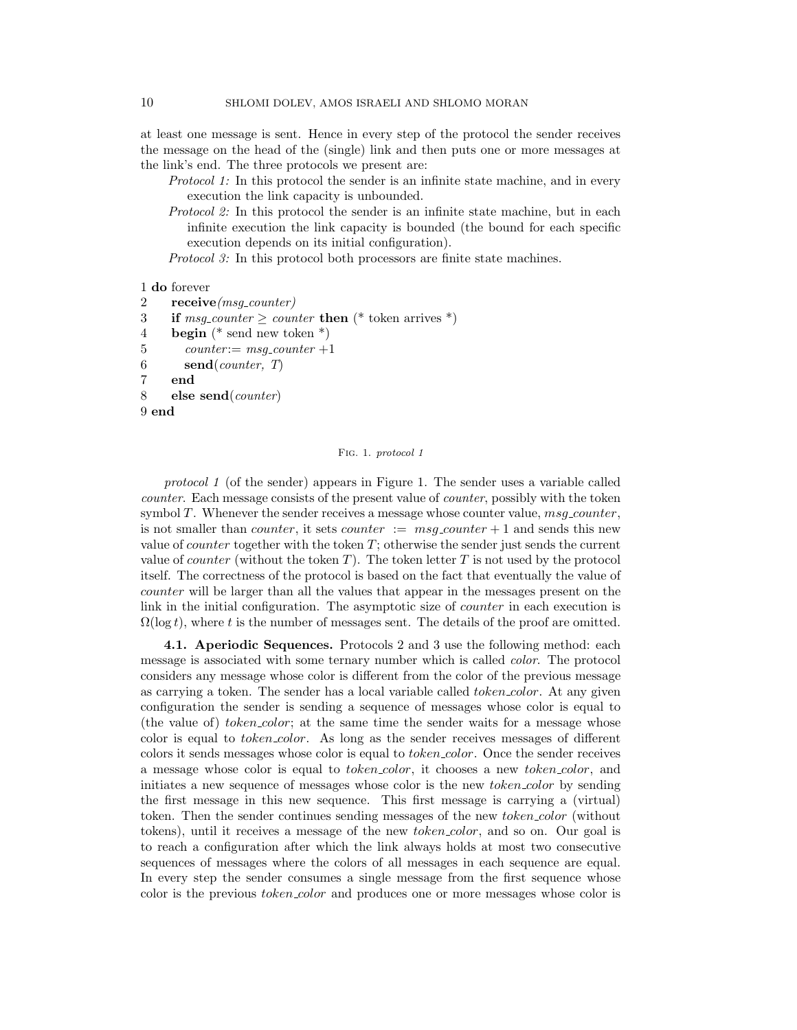at least one message is sent. Hence in every step of the protocol the sender receives the message on the head of the (single) link and then puts one or more messages at the link's end. The three protocols we present are:

*Protocol 1:* In this protocol the sender is an infinite state machine, and in every execution the link capacity is unbounded.

*Protocol 2:* In this protocol the sender is an infinite state machine, but in each infinite execution the link capacity is bounded (the bound for each specific execution depends on its initial configuration).

*Protocol 3:* In this protocol both processors are finite state machines.

```
1 do forever
2     receive(msg_counter)
3     if msg_counter ≥ counter then (* token arrives *)
4     begin (* send new token *)
5         counter:= msg_counter +1
6         send(counter, T)
7     end
8     else send(counter)
9 end
```

Fig. 1. *protocol 1*

*protocol 1* (of the sender) appears in Figure 1. The sender uses a variable called *counter*. Each message consists of the present value of *counter*, possibly with the token symbol $T$. Whenever the sender receives a message whose counter value, *msg_counter*, is not smaller than *counter*, it sets $counter := msg\_counter + 1$ and sends this new value of *counter* together with the token $T$; otherwise the sender just sends the current value of *counter* (without the token $T$). The token letter $T$ is not used by the protocol itself. The correctness of the protocol is based on the fact that eventually the value of *counter* will be larger than all the values that appear in the messages present on the link in the initial configuration. The asymptotic size of *counter* in each execution is $\Omega(\log t)$, where $t$ is the number of messages sent. The details of the proof are omitted.

**4.1. Aperiodic Sequences.** Protocols 2 and 3 use the following method: each message is associated with some ternary number which is called *color*. The protocol considers any message whose color is different from the color of the previous message as carrying a token. The sender has a local variable called *token_color*. At any given configuration the sender is sending a sequence of messages whose color is equal to (the value of) *token_color*; at the same time the sender waits for a message whose color is equal to *token_color*. As long as the sender receives messages of different colors it sends messages whose color is equal to *token_color*. Once the sender receives a message whose color is equal to *token_color*, it chooses a new *token_color*, and initiates a new sequence of messages whose color is the new *token_color* by sending the first message in this new sequence. This first message is carrying a (virtual) token. Then the sender continues sending messages of the new *token_color* (without tokens), until it receives a message of the new *token_color*, and so on. Our goal is to reach a configuration after which the link always holds at most two consecutive sequences of messages where the colors of all messages in each sequence are equal. In every step the sender consumes a single message from the first sequence whose color is the previous *token_color* and produces one or more messages whose color is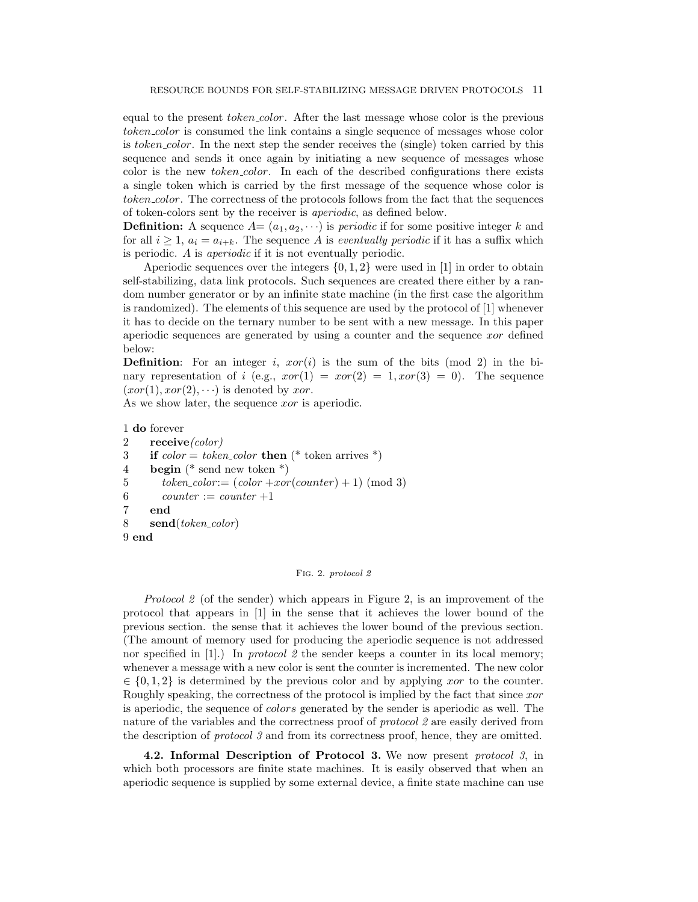equal to the present *token_color*. After the last message whose color is the previous *token_color* is consumed the link contains a single sequence of messages whose color is *token_color*. In the next step the sender receives the (single) token carried by this sequence and sends it once again by initiating a new sequence of messages whose color is the new *token_color*. In each of the described configurations there exists a single token which is carried by the first message of the sequence whose color is *token_color*. The correctness of the protocols follows from the fact that the sequences of token-colors sent by the receiver is *aperiodic*, as defined below.

**Definition:** A sequence $A = (a_1, a_2, \cdots)$ is *periodic* if for some positive integer $k$ and for all $i \geq 1$, $a_i = a_{i+k}$. The sequence $A$ is *eventually periodic* if it has a suffix which is periodic. $A$ is *aperiodic* if it is not eventually periodic.

Aperiodic sequences over the integers $\{0, 1, 2\}$ were used in [1] in order to obtain self-stabilizing, data link protocols. Such sequences are created there either by a random number generator or by an infinite state machine (in the first case the algorithm is randomized). The elements of this sequence are used by the protocol of [1] whenever it has to decide on the ternary number to be sent with a new message. In this paper aperiodic sequences are generated by using a counter and the sequence *xor* defined below:

**Definition**: For an integer $i$, $xor(i)$ is the sum of the bits (mod 2) in the binary representation of $i$ (e.g., $xor(1) = xor(2) = 1, xor(3) = 0$). The sequence $(xor(1), xor(2), \cdots)$ is denoted by *xor*.

As we show later, the sequence *xor* is aperiodic.

```
1 do forever
2     receive(color)
3     if color = token_color then (* token arrives *)
4     begin (* send new token *)
5         token_color:= (color +xor(counter) + 1) (mod 3)
6         counter := counter +1
7     end
8     send(token_color)
9 end
```

Fig. 2. *protocol 2*

*Protocol 2* (of the sender) which appears in Figure 2, is an improvement of the protocol that appears in [1] in the sense that it achieves the lower bound of the previous section. the sense that it achieves the lower bound of the previous section. (The amount of memory used for producing the aperiodic sequence is not addressed nor specified in [1].) In *protocol 2* the sender keeps a counter in its local memory; whenever a message with a new color is sent the counter is incremented. The new color $\in \{0, 1, 2\}$ is determined by the previous color and by applying *xor* to the counter. Roughly speaking, the correctness of the protocol is implied by the fact that since *xor* is aperiodic, the sequence of *colors* generated by the sender is aperiodic as well. The nature of the variables and the correctness proof of *protocol 2* are easily derived from the description of *protocol 3* and from its correctness proof, hence, they are omitted.

**4.2. Informal Description of Protocol 3.** We now present *protocol 3*, in which both processors are finite state machines. It is easily observed that when an aperiodic sequence is supplied by some external device, a finite state machine can use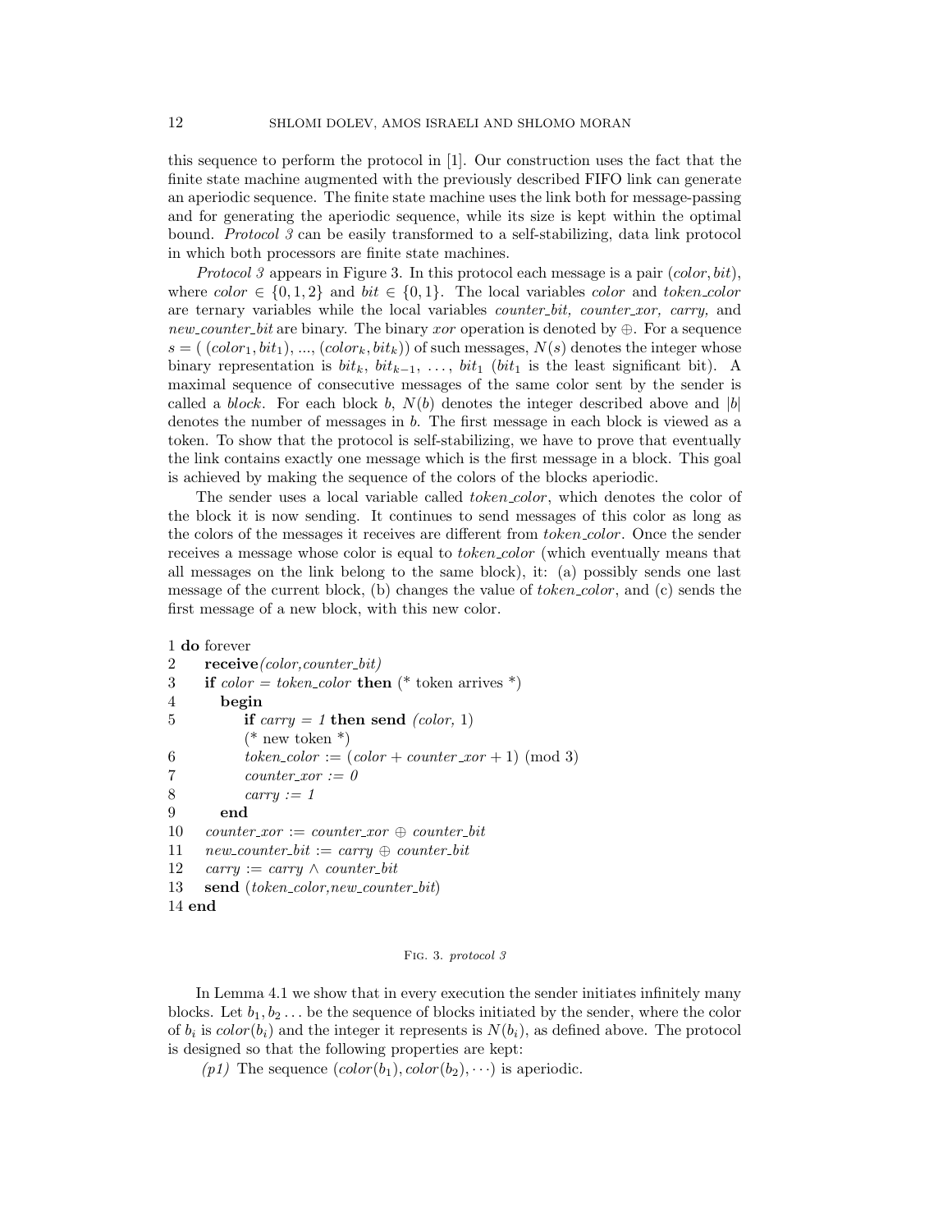this sequence to perform the protocol in [1]. Our construction uses the fact that the finite state machine augmented with the previously described FIFO link can generate an aperiodic sequence. The finite state machine uses the link both for message-passing and for generating the aperiodic sequence, while its size is kept within the optimal bound. *Protocol 3* can be easily transformed to a self-stabilizing, data link protocol in which both processors are finite state machines.

*Protocol 3* appears in Figure 3. In this protocol each message is a pair $(color, bit)$, where $color \in \{0, 1, 2\}$ and $bit \in \{0, 1\}$. The local variables *color* and *token_color* are ternary variables while the local variables *counter_bit, counter_xor, carry,* and *new_counter_bit* are binary. The binary *xor* operation is denoted by $\oplus$. For a sequence $s = (\,(color_1, bit_1), ..., (color_k, bit_k))$ of such messages, $N(s)$ denotes the integer whose binary representation is $bit_k$, $bit_{k-1}$, $\ldots$, $bit_1$ ($bit_1$ is the least significant bit). A maximal sequence of consecutive messages of the same color sent by the sender is called a *block*. For each block $b$, $N(b)$ denotes the integer described above and $|b|$ denotes the number of messages in $b$. The first message in each block is viewed as a token. To show that the protocol is self-stabilizing, we have to prove that eventually the link contains exactly one message which is the first message in a block. This goal is achieved by making the sequence of the colors of the blocks aperiodic.

The sender uses a local variable called *token_color*, which denotes the color of the block it is now sending. It continues to send messages of this color as long as the colors of the messages it receives are different from *token_color*. Once the sender receives a message whose color is equal to *token_color* (which eventually means that all messages on the link belong to the same block), it: (a) possibly sends one last message of the current block, (b) changes the value of *token_color*, and (c) sends the first message of a new block, with this new color.

```
1  do forever
2      receive(color,counter_bit)
3      if color = token_color then (* token arrives *)
4         begin
5             if carry = 1 then send (color, 1)
              (* new token *)
6             token_color := (color + counter_xor + 1) (mod 3)
7             counter_xor := 0
8             carry := 1
9         end
10     counter_xor := counter_xor ⊕ counter_bit
11     new_counter_bit := carry ⊕ counter_bit
12     carry := carry ∧ counter_bit
13     send (token_color,new_counter_bit)
14 end
```

Fig. 3. *protocol 3*

In Lemma 4.1 we show that in every execution the sender initiates infinitely many blocks. Let $b_1, b_2 \ldots$ be the sequence of blocks initiated by the sender, where the color of $b_i$ is $color(b_i)$ and the integer it represents is $N(b_i)$, as defined above. The protocol is designed so that the following properties are kept:

*(p1)* The sequence $(color(b_1), color(b_2), \cdots)$ is aperiodic.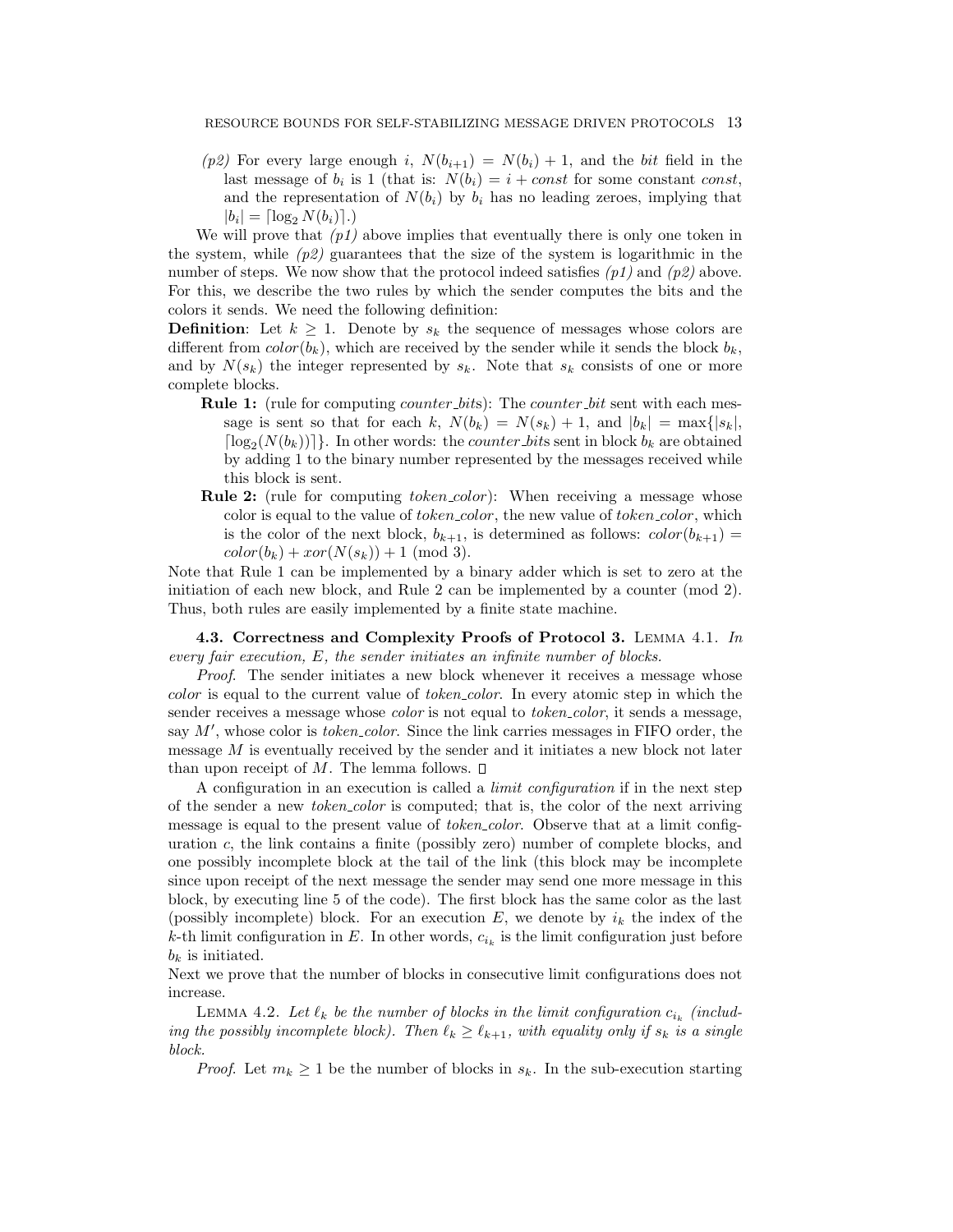*(p2)* For every large enough $i$, $N(b_{i+1}) = N(b_i) + 1$, and the *bit* field in the last message of $b_i$ is 1 (that is: $N(b_i) = i + const$ for some constant *const*, and the representation of $N(b_i)$ by $b_i$ has no leading zeroes, implying that $|b_i| = \lceil \log_2 N(b_i) \rceil$.)

We will prove that *(p1)* above implies that eventually there is only one token in the system, while *(p2)* guarantees that the size of the system is logarithmic in the number of steps. We now show that the protocol indeed satisfies *(p1)* and *(p2)* above. For this, we describe the two rules by which the sender computes the bits and the colors it sends. We need the following definition:

**Definition**: Let $k \geq 1$. Denote by $s_k$ the sequence of messages whose colors are different from $color(b_k)$, which are received by the sender while it sends the block $b_k$, and by $N(s_k)$ the integer represented by $s_k$. Note that $s_k$ consists of one or more complete blocks.

- **Rule 1:** (rule for computing *counter_bits*): The *counter_bit* sent with each message is sent so that for each $k$, $N(b_k) = N(s_k) + 1$, and $|b_k| = \max\{|s_k|, \lceil \log_2(N(b_k)) \rceil\}$. In other words: the *counter_bits* sent in block $b_k$ are obtained by adding 1 to the binary number represented by the messages received while this block is sent.
- **Rule 2:** (rule for computing *token_color*): When receiving a message whose color is equal to the value of *token_color*, the new value of *token_color*, which is the color of the next block, $b_{k+1}$, is determined as follows: $color(b_{k+1}) = color(b_k) + xor(N(s_k)) + 1 \pmod 3$.

Note that Rule 1 can be implemented by a binary adder which is set to zero at the initiation of each new block, and Rule 2 can be implemented by a counter (mod 2). Thus, both rules are easily implemented by a finite state machine.

### 4.3. Correctness and Complexity Proofs of Protocol 3.

LEMMA 4.1. *In every fair execution, E, the sender initiates an infinite number of blocks.*

*Proof.* The sender initiates a new block whenever it receives a message whose *color* is equal to the current value of *token_color*. In every atomic step in which the sender receives a message whose *color* is not equal to *token_color*, it sends a message, say $M'$, whose color is *token_color*. Since the link carries messages in FIFO order, the message $M$ is eventually received by the sender and it initiates a new block not later than upon receipt of $M$. The lemma follows. □

A configuration in an execution is called a *limit configuration* if in the next step of the sender a new *token_color* is computed; that is, the color of the next arriving message is equal to the present value of *token_color*. Observe that at a limit configuration $c$, the link contains a finite (possibly zero) number of complete blocks, and one possibly incomplete block at the tail of the link (this block may be incomplete since upon receipt of the next message the sender may send one more message in this block, by executing line 5 of the code). The first block has the same color as the last (possibly incomplete) block. For an execution $E$, we denote by $i_k$ the index of the $k$-th limit configuration in $E$. In other words, $c_{i_k}$ is the limit configuration just before $b_k$ is initiated.

Next we prove that the number of blocks in consecutive limit configurations does not increase.

LEMMA 4.2. *Let $\ell_k$ be the number of blocks in the limit configuration $c_{i_k}$ (including the possibly incomplete block). Then $\ell_k \geq \ell_{k+1}$, with equality only if $s_k$ is a single block.*

*Proof.* Let $m_k \geq 1$ be the number of blocks in $s_k$. In the sub-execution starting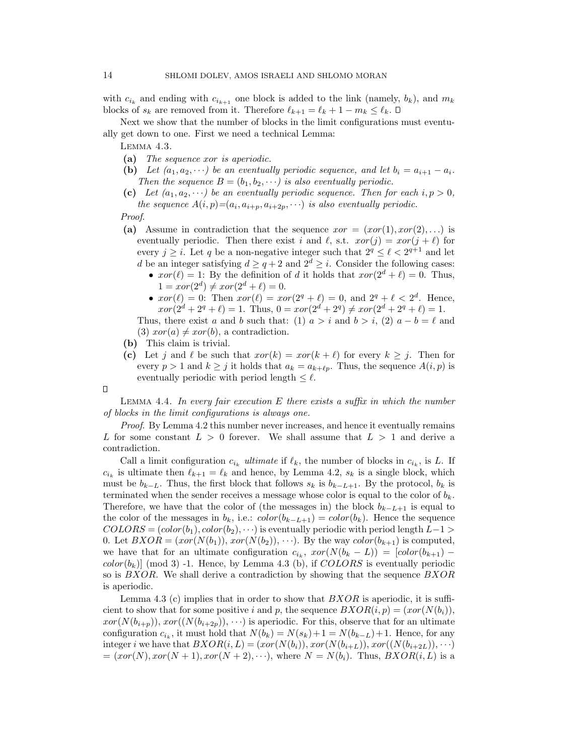with $c_{i_k}$ and ending with $c_{i_{k+1}}$ one block is added to the link (namely, $b_k$), and $m_k$ blocks of $s_k$ are removed from it. Therefore $\ell_{k+1} = \ell_k + 1 - m_k \leq \ell_k$. □

Next we show that the number of blocks in the limit configurations must eventually get down to one. First we need a technical Lemma:

LEMMA 4.3.

- **(a)** *The sequence xor is aperiodic.*
- **(b)** *Let $(a_1, a_2, \cdots)$ be an eventually periodic sequence, and let $b_i = a_{i+1} - a_i$. Then the sequence $B = (b_1, b_2, \cdots)$ is also eventually periodic.*
- **(c)** *Let $(a_1, a_2, \cdots)$ be an eventually periodic sequence. Then for each $i, p > 0$, the sequence $A(i,p) = (a_i, a_{i+p}, a_{i+2p}, \cdots)$ is also eventually periodic.*

*Proof.*

- **(a)** Assume in contradiction that the sequence $xor = (xor(1), xor(2), \ldots)$ is eventually periodic. Then there exist $i$ and $\ell$, s.t. $xor(j) = xor(j + \ell)$ for every $j \geq i$. Let $q$ be a non-negative integer such that $2^q \leq \ell < 2^{q+1}$ and let $d$ be an integer satisfying $d \geq q + 2$ and $2^d \geq i$. Consider the following cases:
  - $xor(\ell) = 1$: By the definition of $d$ it holds that $xor(2^d + \ell) = 0$. Thus, $1 = xor(2^d) \neq xor(2^d + \ell) = 0$.
  - $xor(\ell) = 0$: Then $xor(\ell) = xor(2^q + \ell) = 0$, and $2^q + \ell < 2^d$. Hence, $xor(2^d + 2^q + \ell) = 1$. Thus, $0 = xor(2^d + 2^q) \neq xor(2^d + 2^q + \ell) = 1$.

  Thus, there exist $a$ and $b$ such that: (1) $a > i$ and $b > i$, (2) $a - b = \ell$ and (3) $xor(a) \neq xor(b)$, a contradiction.
- **(b)** This claim is trivial.
- **(c)** Let $j$ and $\ell$ be such that $xor(k) = xor(k + \ell)$ for every $k \geq j$. Then for every $p > 1$ and $k \geq j$ it holds that $a_k = a_{k+\ell p}$. Thus, the sequence $A(i,p)$ is eventually periodic with period length $\leq \ell$.

□

LEMMA 4.4. *In every fair execution $E$ there exists a suffix in which the number of blocks in the limit configurations is always one.*

*Proof.* By Lemma 4.2 this number never increases, and hence it eventually remains $L$ for some constant $L > 0$ forever. We shall assume that $L > 1$ and derive a contradiction.

Call a limit configuration $c_{i_k}$ *ultimate* if $\ell_k$, the number of blocks in $c_{i_k}$, is $L$. If $c_{i_k}$ is ultimate then $\ell_{k+1} = \ell_k$ and hence, by Lemma 4.2, $s_k$ is a single block, which must be $b_{k-L}$. Thus, the first block that follows $s_k$ is $b_{k-L+1}$. By the protocol, $b_k$ is terminated when the sender receives a message whose color is equal to the color of $b_k$. Therefore, we have that the color of (the messages in) the block $b_{k-L+1}$ is equal to the color of the messages in $b_k$, i.e.: $color(b_{k-L+1}) = color(b_k)$. Hence the sequence $COLORS = (color(b_1), color(b_2), \cdots)$ is eventually periodic with period length $L-1 > 0$. Let $BXOR = (xor(N(b_1)), xor(N(b_2)), \cdots)$. By the way $color(b_{k+1})$ is computed, we have that for an ultimate configuration $c_{i_k}$, $xor(N(b_k - L)) = [color(b_{k+1}) - color(b_k)] \pmod 3$ -1. Hence, by Lemma 4.3 (b), if $COLORS$ is eventually periodic so is $BXOR$. We shall derive a contradiction by showing that the sequence $BXOR$ is aperiodic.

Lemma 4.3 (c) implies that in order to show that $BXOR$ is aperiodic, it is sufficient to show that for some positive $i$ and $p$, the sequence $BXOR(i,p) = (xor(N(b_i)), xor(N(b_{i+p})), xor((N(b_{i+2p})), \cdots)$ is aperiodic. For this, observe that for an ultimate configuration $c_{i_k}$, it must hold that $N(b_k) = N(s_k) + 1 = N(b_{k-L}) + 1$. Hence, for any integer $i$ we have that $BXOR(i,L) = (xor(N(b_i)), xor(N(b_{i+L})), xor((N(b_{i+2L})), \cdots)$ $= (xor(N), xor(N+1), xor(N+2), \cdots)$, where $N = N(b_i)$. Thus, $BXOR(i,L)$ is a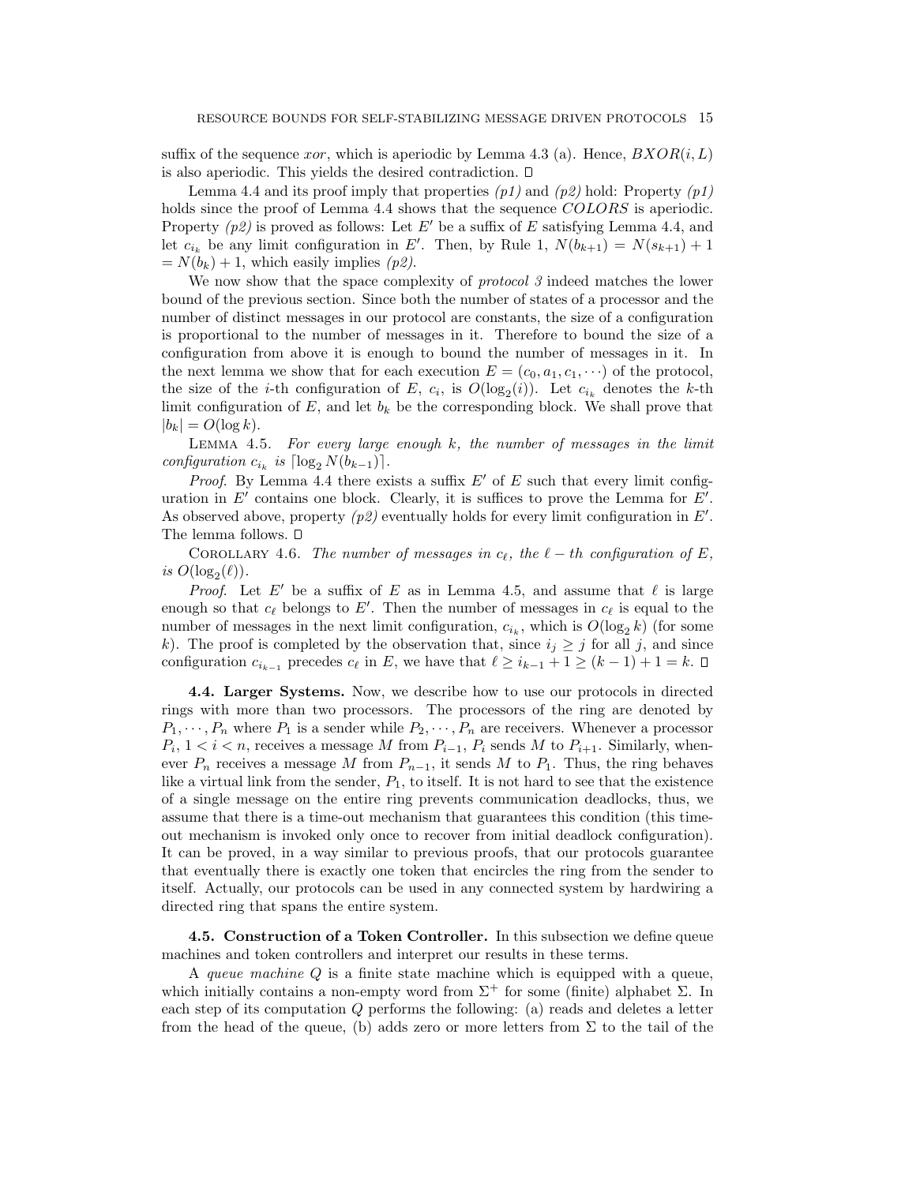suffix of the sequence $xor$, which is aperiodic by Lemma 4.3 (a). Hence, $BXOR(i, L)$ is also aperiodic. This yields the desired contradiction. □

Lemma 4.4 and its proof imply that properties *(p1)* and *(p2)* hold: Property *(p1)* holds since the proof of Lemma 4.4 shows that the sequence $COLORS$ is aperiodic. Property *(p2)* is proved as follows: Let $E'$ be a suffix of $E$ satisfying Lemma 4.4, and let $c_{i_k}$ be any limit configuration in $E'$. Then, by Rule 1, $N(b_{k+1}) = N(s_{k+1}) + 1 = N(b_k) + 1$, which easily implies *(p2)*.

We now show that the space complexity of *protocol 3* indeed matches the lower bound of the previous section. Since both the number of states of a processor and the number of distinct messages in our protocol are constants, the size of a configuration is proportional to the number of messages in it. Therefore to bound the size of a configuration from above it is enough to bound the number of messages in it. In the next lemma we show that for each execution $E = (c_0, a_1, c_1, \cdots)$ of the protocol, the size of the $i$-th configuration of $E$, $c_i$, is $O(\log_2(i))$. Let $c_{i_k}$ denotes the $k$-th limit configuration of $E$, and let $b_k$ be the corresponding block. We shall prove that $|b_k| = O(\log k)$.

LEMMA 4.5. *For every large enough $k$, the number of messages in the limit configuration $c_{i_k}$ is $\lceil \log_2 N(b_{k-1}) \rceil$.*

*Proof.* By Lemma 4.4 there exists a suffix $E'$ of $E$ such that every limit configuration in $E'$ contains one block. Clearly, it is suffices to prove the Lemma for $E'$. As observed above, property *(p2)* eventually holds for every limit configuration in $E'$. The lemma follows. □

COROLLARY 4.6. *The number of messages in $c_\ell$, the $\ell - th$ configuration of $E$, is $O(\log_2(\ell))$.*

*Proof.* Let $E'$ be a suffix of $E$ as in Lemma 4.5, and assume that $\ell$ is large enough so that $c_\ell$ belongs to $E'$. Then the number of messages in $c_\ell$ is equal to the number of messages in the next limit configuration, $c_{i_k}$, which is $O(\log_2 k)$ (for some $k$). The proof is completed by the observation that, since $i_j \geq j$ for all $j$, and since configuration $c_{i_{k-1}}$ precedes $c_\ell$ in $E$, we have that $\ell \geq i_{k-1} + 1 \geq (k-1) + 1 = k$. □

**4.4. Larger Systems.** Now, we describe how to use our protocols in directed rings with more than two processors. The processors of the ring are denoted by $P_1, \cdots, P_n$ where $P_1$ is a sender while $P_2, \cdots, P_n$ are receivers. Whenever a processor $P_i$, $1 < i < n$, receives a message $M$ from $P_{i-1}$, $P_i$ sends $M$ to $P_{i+1}$. Similarly, whenever $P_n$ receives a message $M$ from $P_{n-1}$, it sends $M$ to $P_1$. Thus, the ring behaves like a virtual link from the sender, $P_1$, to itself. It is not hard to see that the existence of a single message on the entire ring prevents communication deadlocks, thus, we assume that there is a time-out mechanism that guarantees this condition (this time-out mechanism is invoked only once to recover from initial deadlock configuration). It can be proved, in a way similar to previous proofs, that our protocols guarantee that eventually there is exactly one token that encircles the ring from the sender to itself. Actually, our protocols can be used in any connected system by hardwiring a directed ring that spans the entire system.

**4.5. Construction of a Token Controller.** In this subsection we define queue machines and token controllers and interpret our results in these terms.

A *queue machine* $Q$ is a finite state machine which is equipped with a queue, which initially contains a non-empty word from $\Sigma^+$ for some (finite) alphabet $\Sigma$. In each step of its computation $Q$ performs the following: (a) reads and deletes a letter from the head of the queue, (b) adds zero or more letters from $\Sigma$ to the tail of the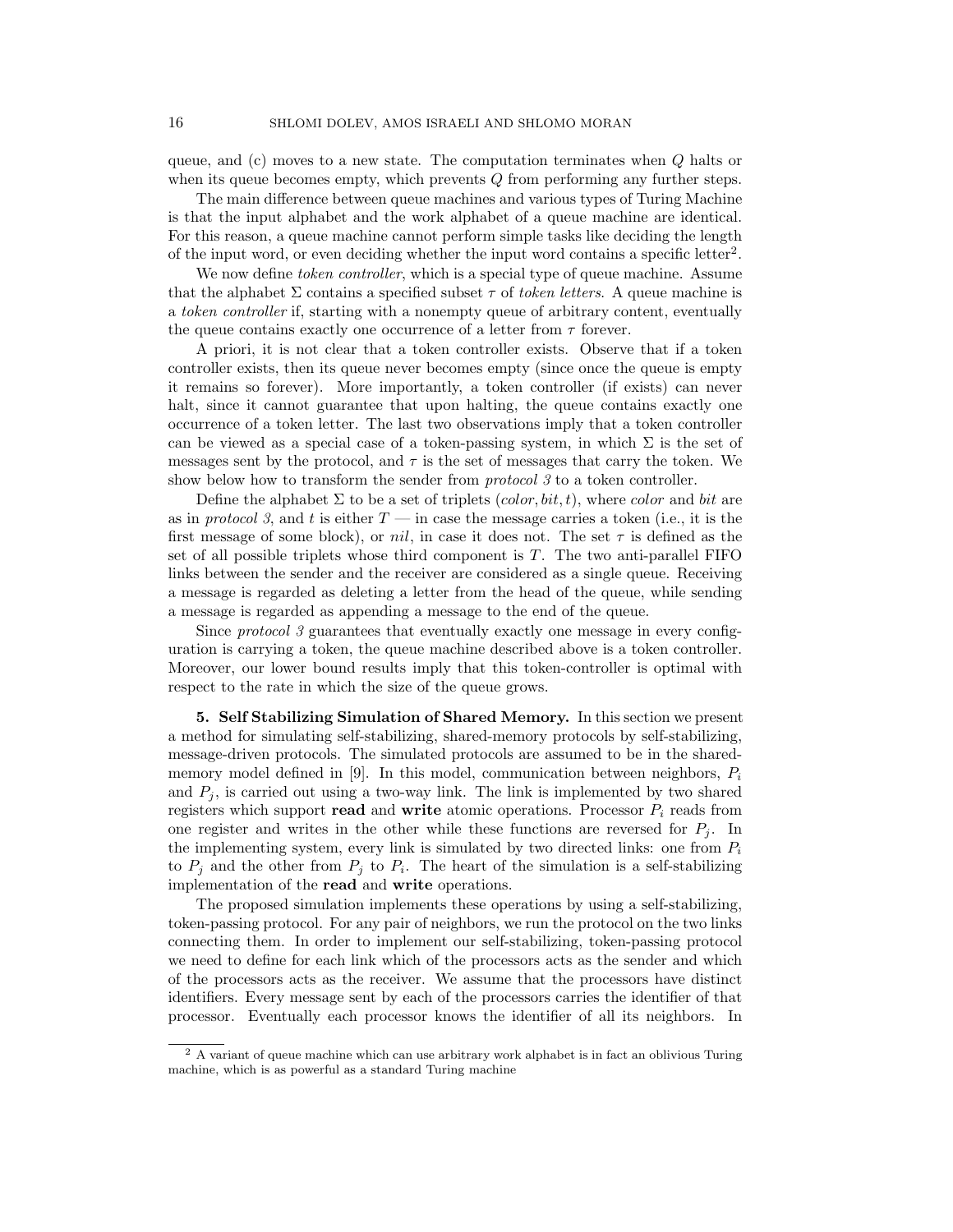queue, and (c) moves to a new state. The computation terminates when $Q$ halts or when its queue becomes empty, which prevents $Q$ from performing any further steps.

The main difference between queue machines and various types of Turing Machine is that the input alphabet and the work alphabet of a queue machine are identical. For this reason, a queue machine cannot perform simple tasks like deciding the length of the input word, or even deciding whether the input word contains a specific letter[2].

We now define *token controller*, which is a special type of queue machine. Assume that the alphabet $\Sigma$ contains a specified subset $\tau$ of *token letters*. A queue machine is a *token controller* if, starting with a nonempty queue of arbitrary content, eventually the queue contains exactly one occurrence of a letter from $\tau$ forever.

A priori, it is not clear that a token controller exists. Observe that if a token controller exists, then its queue never becomes empty (since once the queue is empty it remains so forever). More importantly, a token controller (if exists) can never halt, since it cannot guarantee that upon halting, the queue contains exactly one occurrence of a token letter. The last two observations imply that a token controller can be viewed as a special case of a token-passing system, in which $\Sigma$ is the set of messages sent by the protocol, and $\tau$ is the set of messages that carry the token. We show below how to transform the sender from *protocol 3* to a token controller.

Define the alphabet $\Sigma$ to be a set of triplets $(color, bit, t)$, where *color* and *bit* are as in *protocol 3*, and $t$ is either $T$ — in case the message carries a token (i.e., it is the first message of some block), or *nil*, in case it does not. The set $\tau$ is defined as the set of all possible triplets whose third component is $T$. The two anti-parallel FIFO links between the sender and the receiver are considered as a single queue. Receiving a message is regarded as deleting a letter from the head of the queue, while sending a message is regarded as appending a message to the end of the queue.

Since *protocol 3* guarantees that eventually exactly one message in every configuration is carrying a token, the queue machine described above is a token controller. Moreover, our lower bound results imply that this token-controller is optimal with respect to the rate in which the size of the queue grows.

## 5. Self Stabilizing Simulation of Shared Memory.

In this section we present a method for simulating self-stabilizing, shared-memory protocols by self-stabilizing, message-driven protocols. The simulated protocols are assumed to be in the shared-memory model defined in [9]. In this model, communication between neighbors, $P_i$ and $P_j$, is carried out using a two-way link. The link is implemented by two shared registers which support **read** and **write** atomic operations. Processor $P_i$ reads from one register and writes in the other while these functions are reversed for $P_j$. In the implementing system, every link is simulated by two directed links: one from $P_i$ to $P_j$ and the other from $P_j$ to $P_i$. The heart of the simulation is a self-stabilizing implementation of the **read** and **write** operations.

The proposed simulation implements these operations by using a self-stabilizing, token-passing protocol. For any pair of neighbors, we run the protocol on the two links connecting them. In order to implement our self-stabilizing, token-passing protocol we need to define for each link which of the processors acts as the sender and which of the processors acts as the receiver. We assume that the processors have distinct identifiers. Every message sent by each of the processors carries the identifier of that processor. Eventually each processor knows the identifier of all its neighbors. In

[2] A variant of queue machine which can use arbitrary work alphabet is in fact an oblivious Turing machine, which is as powerful as a standard Turing machine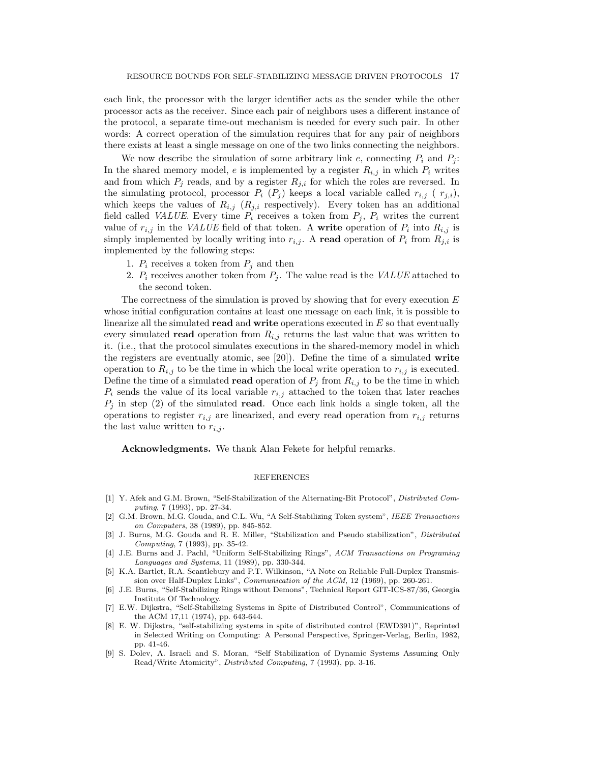each link, the processor with the larger identifier acts as the sender while the other processor acts as the receiver. Since each pair of neighbors uses a different instance of the protocol, a separate time-out mechanism is needed for every such pair. In other words: A correct operation of the simulation requires that for any pair of neighbors there exists at least a single message on one of the two links connecting the neighbors.

We now describe the simulation of some arbitrary link $e$, connecting $P_i$ and $P_j$: In the shared memory model, $e$ is implemented by a register $R_{i,j}$ in which $P_i$ writes and from which $P_j$ reads, and by a register $R_{j,i}$ for which the roles are reversed. In the simulating protocol, processor $P_i$ ($P_j$) keeps a local variable called $r_{i,j}$ ( $r_{j,i}$), which keeps the values of $R_{i,j}$ ($R_{j,i}$ respectively). Every token has an additional field called *VALUE*. Every time $P_i$ receives a token from $P_j$, $P_i$ writes the current value of $r_{i,j}$ in the *VALUE* field of that token. A **write** operation of $P_i$ into $R_{i,j}$ is simply implemented by locally writing into $r_{i,j}$. A **read** operation of $P_i$ from $R_{j,i}$ is implemented by the following steps:

1. $P_i$ receives a token from $P_j$ and then
2. $P_i$ receives another token from $P_j$. The value read is the *VALUE* attached to the second token.

The correctness of the simulation is proved by showing that for every execution $E$ whose initial configuration contains at least one message on each link, it is possible to linearize all the simulated **read** and **write** operations executed in $E$ so that eventually every simulated **read** operation from $R_{i,j}$ returns the last value that was written to it. (i.e., that the protocol simulates executions in the shared-memory model in which the registers are eventually atomic, see [20]). Define the time of a simulated **write** operation to $R_{i,j}$ to be the time in which the local write operation to $r_{i,j}$ is executed. Define the time of a simulated **read** operation of $P_j$ from $R_{i,j}$ to be the time in which $P_i$ sends the value of its local variable $r_{i,j}$ attached to the token that later reaches $P_j$ in step (2) of the simulated **read**. Once each link holds a single token, all the operations to register $r_{i,j}$ are linearized, and every read operation from $r_{i,j}$ returns the last value written to $r_{i,j}$.

**Acknowledgments.** We thank Alan Fekete for helpful remarks.

## REFERENCES

[1] Y. Afek and G.M. Brown, "Self-Stabilization of the Alternating-Bit Protocol", *Distributed Computing*, 7 (1993), pp. 27-34.

[2] G.M. Brown, M.G. Gouda, and C.L. Wu, "A Self-Stabilizing Token system", *IEEE Transactions on Computers*, 38 (1989), pp. 845-852.

[3] J. Burns, M.G. Gouda and R. E. Miller, "Stabilization and Pseudo stabilization", *Distributed Computing*, 7 (1993), pp. 35-42.

[4] J.E. Burns and J. Pachl, "Uniform Self-Stabilizing Rings", *ACM Transactions on Programing Languages and Systems*, 11 (1989), pp. 330-344.

[5] K.A. Bartlet, R.A. Scantlebury and P.T. Wilkinson, "A Note on Reliable Full-Duplex Transmission over Half-Duplex Links", *Communication of the ACM*, 12 (1969), pp. 260-261.

[6] J.E. Burns, "Self-Stabilizing Rings without Demons", Technical Report GIT-ICS-87/36, Georgia Institute Of Technology.

[7] E.W. Dijkstra, "Self-Stabilizing Systems in Spite of Distributed Control", Communications of the ACM 17,11 (1974), pp. 643-644.

[8] E. W. Dijkstra, "self-stabilizing systems in spite of distributed control (EWD391)", Reprinted in Selected Writing on Computing: A Personal Perspective, Springer-Verlag, Berlin, 1982, pp. 41-46.

[9] S. Dolev, A. Israeli and S. Moran, "Self Stabilization of Dynamic Systems Assuming Only Read/Write Atomicity", *Distributed Computing*, 7 (1993), pp. 3-16.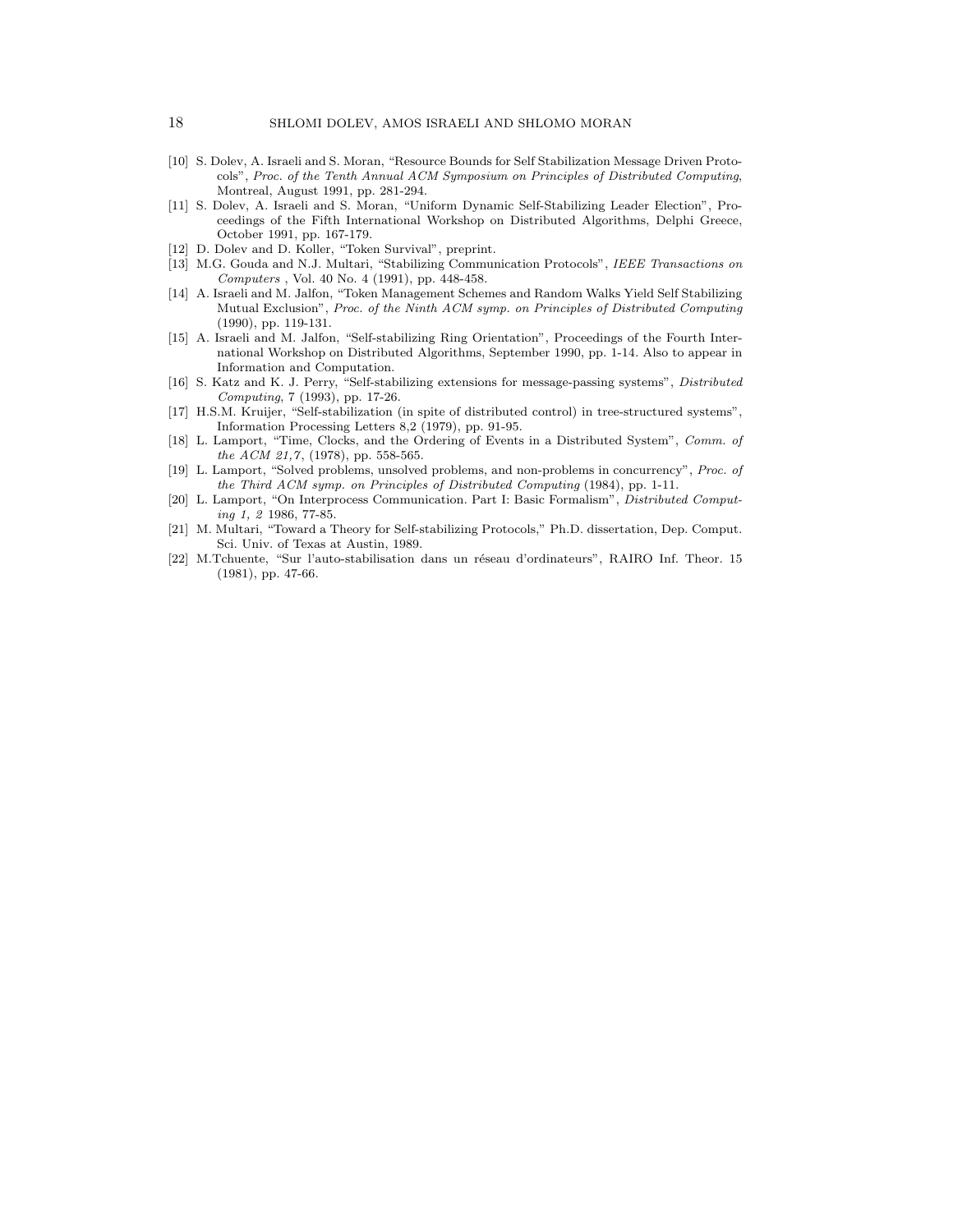[10] S. Dolev, A. Israeli and S. Moran, "Resource Bounds for Self Stabilization Message Driven Protocols", *Proc. of the Tenth Annual ACM Symposium on Principles of Distributed Computing*, Montreal, August 1991, pp. 281-294.

[11] S. Dolev, A. Israeli and S. Moran, "Uniform Dynamic Self-Stabilizing Leader Election", Proceedings of the Fifth International Workshop on Distributed Algorithms, Delphi Greece, October 1991, pp. 167-179.

[12] D. Dolev and D. Koller, "Token Survival", preprint.

[13] M.G. Gouda and N.J. Multari, "Stabilizing Communication Protocols", *IEEE Transactions on Computers* , Vol. 40 No. 4 (1991), pp. 448-458.

[14] A. Israeli and M. Jalfon, "Token Management Schemes and Random Walks Yield Self Stabilizing Mutual Exclusion", *Proc. of the Ninth ACM symp. on Principles of Distributed Computing* (1990), pp. 119-131.

[15] A. Israeli and M. Jalfon, "Self-stabilizing Ring Orientation", Proceedings of the Fourth International Workshop on Distributed Algorithms, September 1990, pp. 1-14. Also to appear in Information and Computation.

[16] S. Katz and K. J. Perry, "Self-stabilizing extensions for message-passing systems", *Distributed Computing*, 7 (1993), pp. 17-26.

[17] H.S.M. Kruijer, "Self-stabilization (in spite of distributed control) in tree-structured systems", Information Processing Letters 8,2 (1979), pp. 91-95.

[18] L. Lamport, "Time, Clocks, and the Ordering of Events in a Distributed System", *Comm. of the ACM 21,7*, (1978), pp. 558-565.

[19] L. Lamport, "Solved problems, unsolved problems, and non-problems in concurrency", *Proc. of the Third ACM symp. on Principles of Distributed Computing* (1984), pp. 1-11.

[20] L. Lamport, "On Interprocess Communication. Part I: Basic Formalism", *Distributed Computing 1, 2* 1986, 77-85.

[21] M. Multari, "Toward a Theory for Self-stabilizing Protocols," Ph.D. dissertation, Dep. Comput. Sci. Univ. of Texas at Austin, 1989.

[22] M.Tchuente, "Sur l'auto-stabilisation dans un réseau d'ordinateurs", RAIRO Inf. Theor. 15 (1981), pp. 47-66.